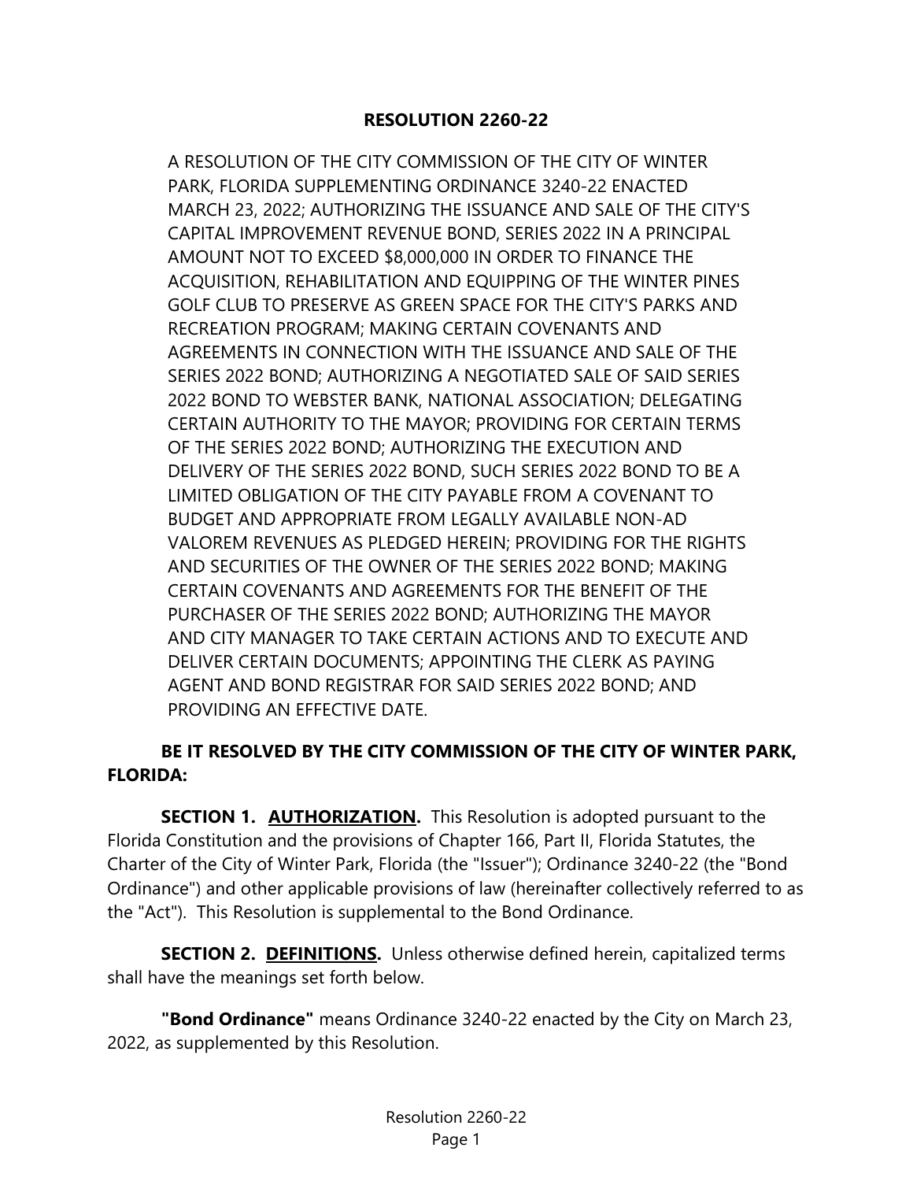# RESOLUTION 2260-22

A RESOLUTION OF THE CITY COMMISSION OF THE CITY OF WINTER PARK, FLORIDA SUPPLEMENTING ORDINANCE 3240-22 ENACTED MARCH 23, 2022; AUTHORIZING THE ISSUANCE AND SALE OF THE CITY'S CAPITAL IMPROVEMENT REVENUE BOND, SERIES 2022 IN A PRINCIPAL AMOUNT NOT TO EXCEED $8,000,000 IN ORDER TO FINANCE THE ACQUISITION, REHABILITATION AND EQUIPPING OF THE WINTER PINES GOLF CLUB TO PRESERVE AS GREEN SPACE FOR THE CITY'S PARKS AND RECREATION PROGRAM; MAKING CERTAIN COVENANTS AND AGREEMENTS IN CONNECTION WITH THE ISSUANCE AND SALE OF THE SERIES 2022 BOND; AUTHORIZING A NEGOTIATED SALE OF SAID SERIES 2022 BOND TO WEBSTER BANK, NATIONAL ASSOCIATION; DELEGATING CERTAIN AUTHORITY TO THE MAYOR; PROVIDING FOR CERTAIN TERMS OF THE SERIES 2022 BOND; AUTHORIZING THE EXECUTION AND DELIVERY OF THE SERIES 2022 BOND, SUCH SERIES 2022 BOND TO BE A LIMITED OBLIGATION OF THE CITY PAYABLE FROM A COVENANT TO BUDGET AND APPROPRIATE FROM LEGALLY AVAILABLE NON-AD VALOREM REVENUES AS PLEDGED HEREIN; PROVIDING FOR THE RIGHTS AND SECURITIES OF THE OWNER OF THE SERIES 2022 BOND; MAKING CERTAIN COVENANTS AND AGREEMENTS FOR THE BENEFIT OF THE PURCHASER OF THE SERIES 2022 BOND; AUTHORIZING THE MAYOR AND CITY MANAGER TO TAKE CERTAIN ACTIONS AND TO EXECUTE AND DELIVER CERTAIN DOCUMENTS; APPOINTING THE CLERK AS PAYING AGENT AND BOND REGISTRAR FOR SAID SERIES 2022 BOND; AND PROVIDING AN EFFECTIVE DATE.

**BE IT RESOLVED BY THE CITY COMMISSION OF THE CITY OF WINTER PARK, FLORIDA:**

**SECTION 1. AUTHORIZATION.** This Resolution is adopted pursuant to the Florida Constitution and the provisions of Chapter 166, Part II, Florida Statutes, the Charter of the City of Winter Park, Florida (the "Issuer"); Ordinance 3240-22 (the "Bond Ordinance") and other applicable provisions of law (hereinafter collectively referred to as the "Act"). This Resolution is supplemental to the Bond Ordinance.

**SECTION 2. DEFINITIONS.** Unless otherwise defined herein, capitalized terms shall have the meanings set forth below.

**"Bond Ordinance"** means Ordinance 3240-22 enacted by the City on March 23, 2022, as supplemented by this Resolution.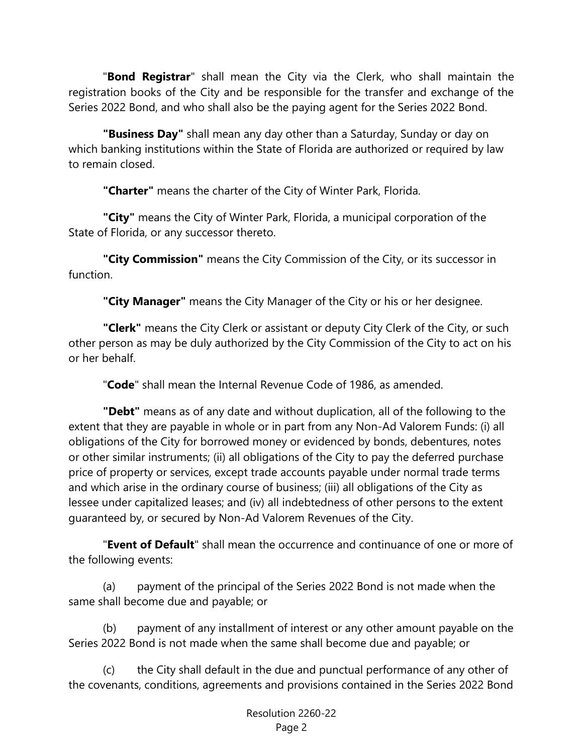"**Bond Registrar**" shall mean the City via the Clerk, who shall maintain the registration books of the City and be responsible for the transfer and exchange of the Series 2022 Bond, and who shall also be the paying agent for the Series 2022 Bond.

**"Business Day"** shall mean any day other than a Saturday, Sunday or day on which banking institutions within the State of Florida are authorized or required by law to remain closed.

**"Charter"** means the charter of the City of Winter Park, Florida.

**"City"** means the City of Winter Park, Florida, a municipal corporation of the State of Florida, or any successor thereto.

**"City Commission"** means the City Commission of the City, or its successor in function.

**"City Manager"** means the City Manager of the City or his or her designee.

**"Clerk"** means the City Clerk or assistant or deputy City Clerk of the City, or such other person as may be duly authorized by the City Commission of the City to act on his or her behalf.

"**Code**" shall mean the Internal Revenue Code of 1986, as amended.

**"Debt"** means as of any date and without duplication, all of the following to the extent that they are payable in whole or in part from any Non-Ad Valorem Funds: (i) all obligations of the City for borrowed money or evidenced by bonds, debentures, notes or other similar instruments; (ii) all obligations of the City to pay the deferred purchase price of property or services, except trade accounts payable under normal trade terms and which arise in the ordinary course of business; (iii) all obligations of the City as lessee under capitalized leases; and (iv) all indebtedness of other persons to the extent guaranteed by, or secured by Non-Ad Valorem Revenues of the City.

"**Event of Default**" shall mean the occurrence and continuance of one or more of the following events:

(a) payment of the principal of the Series 2022 Bond is not made when the same shall become due and payable; or

(b) payment of any installment of interest or any other amount payable on the Series 2022 Bond is not made when the same shall become due and payable; or

(c) the City shall default in the due and punctual performance of any other of the covenants, conditions, agreements and provisions contained in the Series 2022 Bond

Resolution 2260-22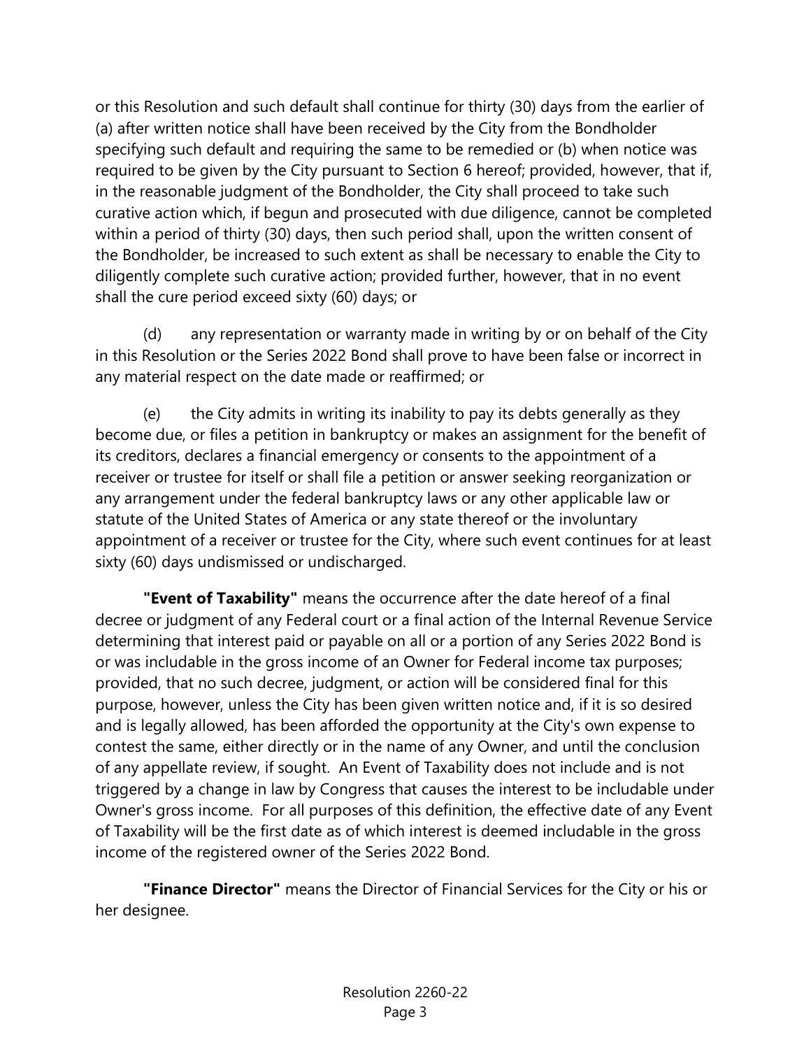or this Resolution and such default shall continue for thirty (30) days from the earlier of (a) after written notice shall have been received by the City from the Bondholder specifying such default and requiring the same to be remedied or (b) when notice was required to be given by the City pursuant to Section 6 hereof; provided, however, that if, in the reasonable judgment of the Bondholder, the City shall proceed to take such curative action which, if begun and prosecuted with due diligence, cannot be completed within a period of thirty (30) days, then such period shall, upon the written consent of the Bondholder, be increased to such extent as shall be necessary to enable the City to diligently complete such curative action; provided further, however, that in no event shall the cure period exceed sixty (60) days; or

(d) any representation or warranty made in writing by or on behalf of the City in this Resolution or the Series 2022 Bond shall prove to have been false or incorrect in any material respect on the date made or reaffirmed; or

(e) the City admits in writing its inability to pay its debts generally as they become due, or files a petition in bankruptcy or makes an assignment for the benefit of its creditors, declares a financial emergency or consents to the appointment of a receiver or trustee for itself or shall file a petition or answer seeking reorganization or any arrangement under the federal bankruptcy laws or any other applicable law or statute of the United States of America or any state thereof or the involuntary appointment of a receiver or trustee for the City, where such event continues for at least sixty (60) days undismissed or undischarged.

**"Event of Taxability"** means the occurrence after the date hereof of a final decree or judgment of any Federal court or a final action of the Internal Revenue Service determining that interest paid or payable on all or a portion of any Series 2022 Bond is or was includable in the gross income of an Owner for Federal income tax purposes; provided, that no such decree, judgment, or action will be considered final for this purpose, however, unless the City has been given written notice and, if it is so desired and is legally allowed, has been afforded the opportunity at the City's own expense to contest the same, either directly or in the name of any Owner, and until the conclusion of any appellate review, if sought. An Event of Taxability does not include and is not triggered by a change in law by Congress that causes the interest to be includable under Owner's gross income. For all purposes of this definition, the effective date of any Event of Taxability will be the first date as of which interest is deemed includable in the gross income of the registered owner of the Series 2022 Bond.

**"Finance Director"** means the Director of Financial Services for the City or his or her designee.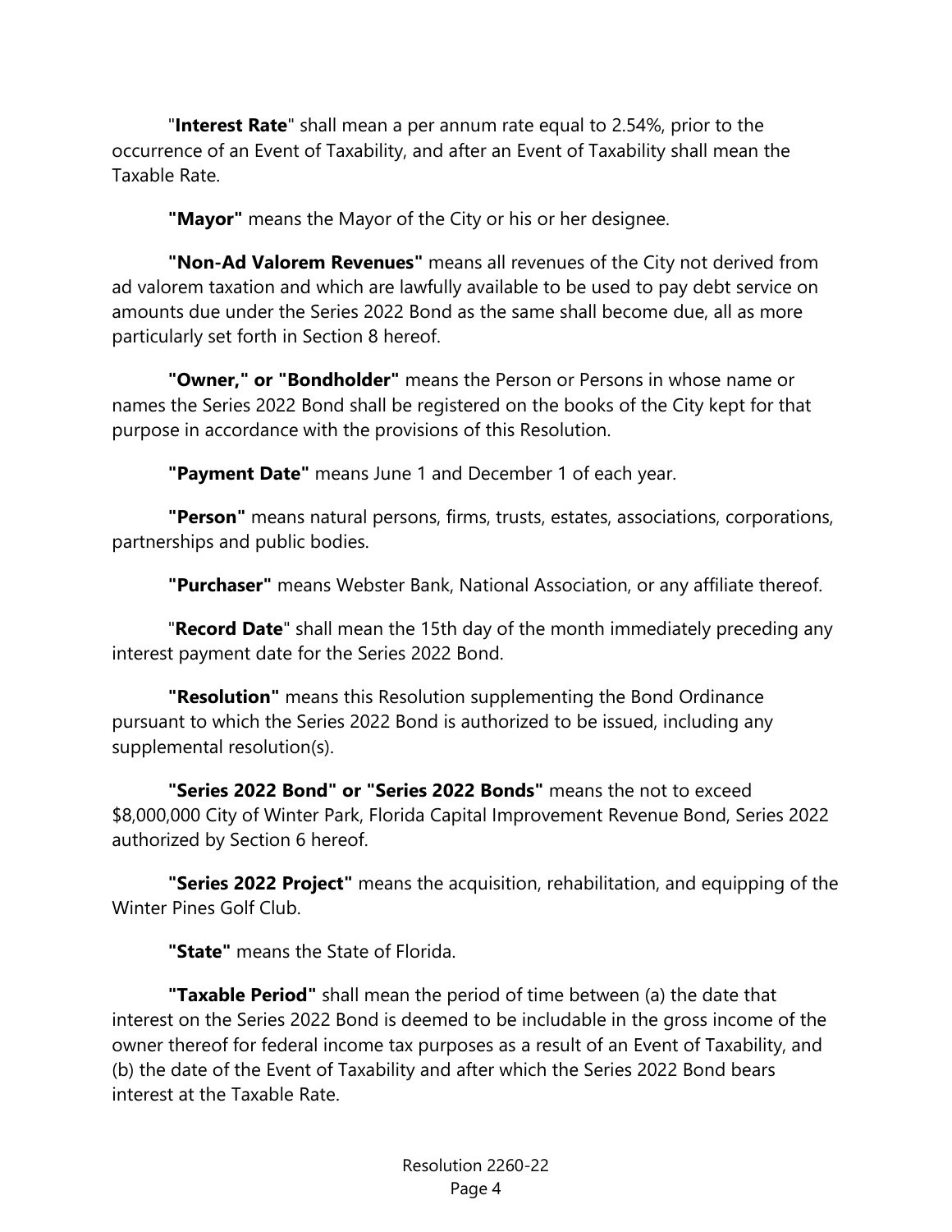"**Interest Rate**" shall mean a per annum rate equal to 2.54%, prior to the occurrence of an Event of Taxability, and after an Event of Taxability shall mean the Taxable Rate.

**"Mayor"** means the Mayor of the City or his or her designee.

**"Non-Ad Valorem Revenues"** means all revenues of the City not derived from ad valorem taxation and which are lawfully available to be used to pay debt service on amounts due under the Series 2022 Bond as the same shall become due, all as more particularly set forth in Section 8 hereof.

**"Owner," or "Bondholder"** means the Person or Persons in whose name or names the Series 2022 Bond shall be registered on the books of the City kept for that purpose in accordance with the provisions of this Resolution.

**"Payment Date"** means June 1 and December 1 of each year.

**"Person"** means natural persons, firms, trusts, estates, associations, corporations, partnerships and public bodies.

**"Purchaser"** means Webster Bank, National Association, or any affiliate thereof.

"**Record Date**" shall mean the 15th day of the month immediately preceding any interest payment date for the Series 2022 Bond.

**"Resolution"** means this Resolution supplementing the Bond Ordinance pursuant to which the Series 2022 Bond is authorized to be issued, including any supplemental resolution(s).

**"Series 2022 Bond" or "Series 2022 Bonds"** means the not to exceed $8,000,000 City of Winter Park, Florida Capital Improvement Revenue Bond, Series 2022 authorized by Section 6 hereof.

**"Series 2022 Project"** means the acquisition, rehabilitation, and equipping of the Winter Pines Golf Club.

**"State"** means the State of Florida.

**"Taxable Period"** shall mean the period of time between (a) the date that interest on the Series 2022 Bond is deemed to be includable in the gross income of the owner thereof for federal income tax purposes as a result of an Event of Taxability, and (b) the date of the Event of Taxability and after which the Series 2022 Bond bears interest at the Taxable Rate.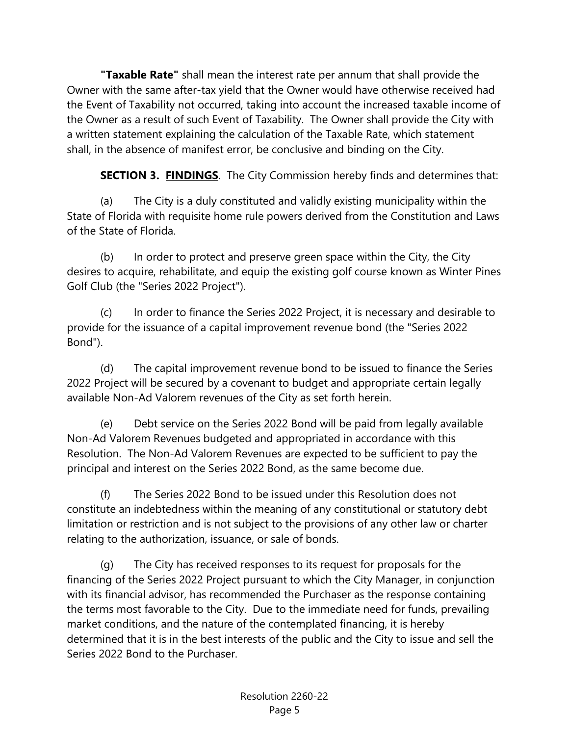**"Taxable Rate"** shall mean the interest rate per annum that shall provide the Owner with the same after-tax yield that the Owner would have otherwise received had the Event of Taxability not occurred, taking into account the increased taxable income of the Owner as a result of such Event of Taxability. The Owner shall provide the City with a written statement explaining the calculation of the Taxable Rate, which statement shall, in the absence of manifest error, be conclusive and binding on the City.

**SECTION 3. <u>FINDINGS</u>**. The City Commission hereby finds and determines that:

(a) The City is a duly constituted and validly existing municipality within the State of Florida with requisite home rule powers derived from the Constitution and Laws of the State of Florida.

(b) In order to protect and preserve green space within the City, the City desires to acquire, rehabilitate, and equip the existing golf course known as Winter Pines Golf Club (the "Series 2022 Project").

(c) In order to finance the Series 2022 Project, it is necessary and desirable to provide for the issuance of a capital improvement revenue bond (the "Series 2022 Bond").

(d) The capital improvement revenue bond to be issued to finance the Series 2022 Project will be secured by a covenant to budget and appropriate certain legally available Non-Ad Valorem revenues of the City as set forth herein.

(e) Debt service on the Series 2022 Bond will be paid from legally available Non-Ad Valorem Revenues budgeted and appropriated in accordance with this Resolution. The Non-Ad Valorem Revenues are expected to be sufficient to pay the principal and interest on the Series 2022 Bond, as the same become due.

(f) The Series 2022 Bond to be issued under this Resolution does not constitute an indebtedness within the meaning of any constitutional or statutory debt limitation or restriction and is not subject to the provisions of any other law or charter relating to the authorization, issuance, or sale of bonds.

(g) The City has received responses to its request for proposals for the financing of the Series 2022 Project pursuant to which the City Manager, in conjunction with its financial advisor, has recommended the Purchaser as the response containing the terms most favorable to the City. Due to the immediate need for funds, prevailing market conditions, and the nature of the contemplated financing, it is hereby determined that it is in the best interests of the public and the City to issue and sell the Series 2022 Bond to the Purchaser.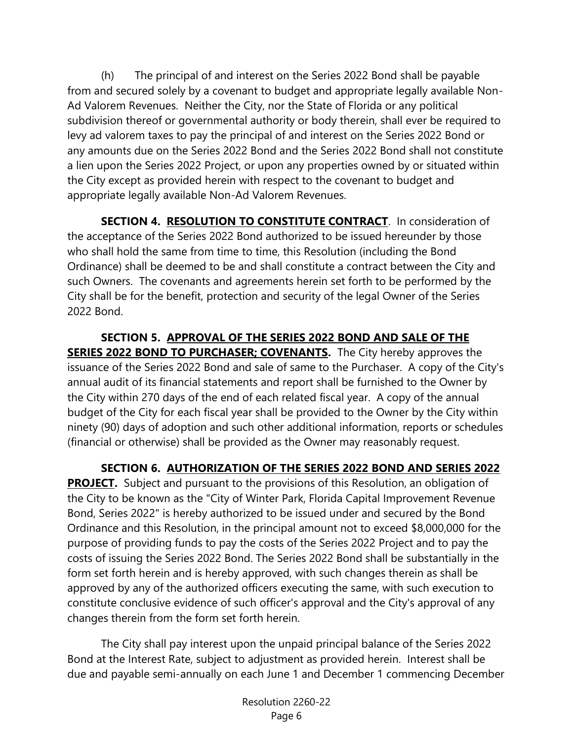(h) The principal of and interest on the Series 2022 Bond shall be payable from and secured solely by a covenant to budget and appropriate legally available Non-Ad Valorem Revenues. Neither the City, nor the State of Florida or any political subdivision thereof or governmental authority or body therein, shall ever be required to levy ad valorem taxes to pay the principal of and interest on the Series 2022 Bond or any amounts due on the Series 2022 Bond and the Series 2022 Bond shall not constitute a lien upon the Series 2022 Project, or upon any properties owned by or situated within the City except as provided herein with respect to the covenant to budget and appropriate legally available Non-Ad Valorem Revenues.

**SECTION 4. <u>RESOLUTION TO CONSTITUTE CONTRACT</u>**. In consideration of the acceptance of the Series 2022 Bond authorized to be issued hereunder by those who shall hold the same from time to time, this Resolution (including the Bond Ordinance) shall be deemed to be and shall constitute a contract between the City and such Owners. The covenants and agreements herein set forth to be performed by the City shall be for the benefit, protection and security of the legal Owner of the Series 2022 Bond.

**SECTION 5. <u>APPROVAL OF THE SERIES 2022 BOND AND SALE OF THE SERIES 2022 BOND TO PURCHASER; COVENANTS</u>.** The City hereby approves the issuance of the Series 2022 Bond and sale of same to the Purchaser. A copy of the City's annual audit of its financial statements and report shall be furnished to the Owner by the City within 270 days of the end of each related fiscal year. A copy of the annual budget of the City for each fiscal year shall be provided to the Owner by the City within ninety (90) days of adoption and such other additional information, reports or schedules (financial or otherwise) shall be provided as the Owner may reasonably request.

**SECTION 6. <u>AUTHORIZATION OF THE SERIES 2022 BOND AND SERIES 2022 PROJECT</u>.** Subject and pursuant to the provisions of this Resolution, an obligation of the City to be known as the "City of Winter Park, Florida Capital Improvement Revenue Bond, Series 2022" is hereby authorized to be issued under and secured by the Bond Ordinance and this Resolution, in the principal amount not to exceed $8,000,000 for the purpose of providing funds to pay the costs of the Series 2022 Project and to pay the costs of issuing the Series 2022 Bond. The Series 2022 Bond shall be substantially in the form set forth herein and is hereby approved, with such changes therein as shall be approved by any of the authorized officers executing the same, with such execution to constitute conclusive evidence of such officer's approval and the City's approval of any changes therein from the form set forth herein.

The City shall pay interest upon the unpaid principal balance of the Series 2022 Bond at the Interest Rate, subject to adjustment as provided herein. Interest shall be due and payable semi-annually on each June 1 and December 1 commencing December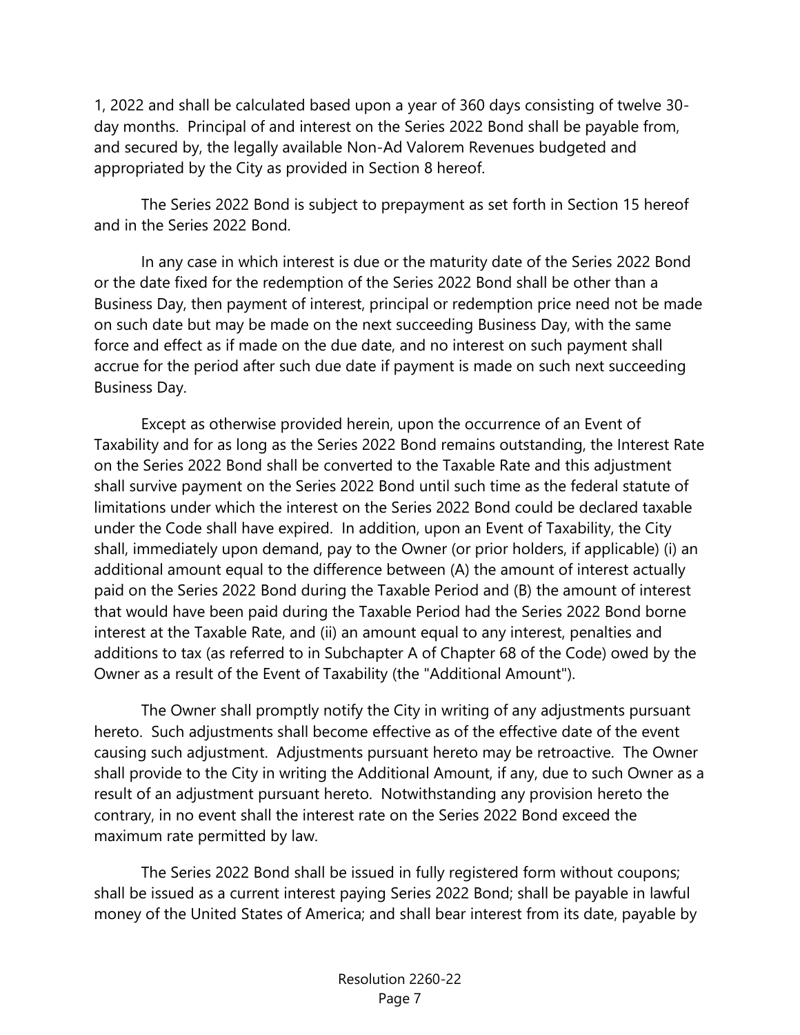1, 2022 and shall be calculated based upon a year of 360 days consisting of twelve 30-day months. Principal of and interest on the Series 2022 Bond shall be payable from, and secured by, the legally available Non-Ad Valorem Revenues budgeted and appropriated by the City as provided in Section 8 hereof.

The Series 2022 Bond is subject to prepayment as set forth in Section 15 hereof and in the Series 2022 Bond.

In any case in which interest is due or the maturity date of the Series 2022 Bond or the date fixed for the redemption of the Series 2022 Bond shall be other than a Business Day, then payment of interest, principal or redemption price need not be made on such date but may be made on the next succeeding Business Day, with the same force and effect as if made on the due date, and no interest on such payment shall accrue for the period after such due date if payment is made on such next succeeding Business Day.

Except as otherwise provided herein, upon the occurrence of an Event of Taxability and for as long as the Series 2022 Bond remains outstanding, the Interest Rate on the Series 2022 Bond shall be converted to the Taxable Rate and this adjustment shall survive payment on the Series 2022 Bond until such time as the federal statute of limitations under which the interest on the Series 2022 Bond could be declared taxable under the Code shall have expired. In addition, upon an Event of Taxability, the City shall, immediately upon demand, pay to the Owner (or prior holders, if applicable) (i) an additional amount equal to the difference between (A) the amount of interest actually paid on the Series 2022 Bond during the Taxable Period and (B) the amount of interest that would have been paid during the Taxable Period had the Series 2022 Bond borne interest at the Taxable Rate, and (ii) an amount equal to any interest, penalties and additions to tax (as referred to in Subchapter A of Chapter 68 of the Code) owed by the Owner as a result of the Event of Taxability (the "Additional Amount").

The Owner shall promptly notify the City in writing of any adjustments pursuant hereto. Such adjustments shall become effective as of the effective date of the event causing such adjustment. Adjustments pursuant hereto may be retroactive. The Owner shall provide to the City in writing the Additional Amount, if any, due to such Owner as a result of an adjustment pursuant hereto. Notwithstanding any provision hereto the contrary, in no event shall the interest rate on the Series 2022 Bond exceed the maximum rate permitted by law.

The Series 2022 Bond shall be issued in fully registered form without coupons; shall be issued as a current interest paying Series 2022 Bond; shall be payable in lawful money of the United States of America; and shall bear interest from its date, payable by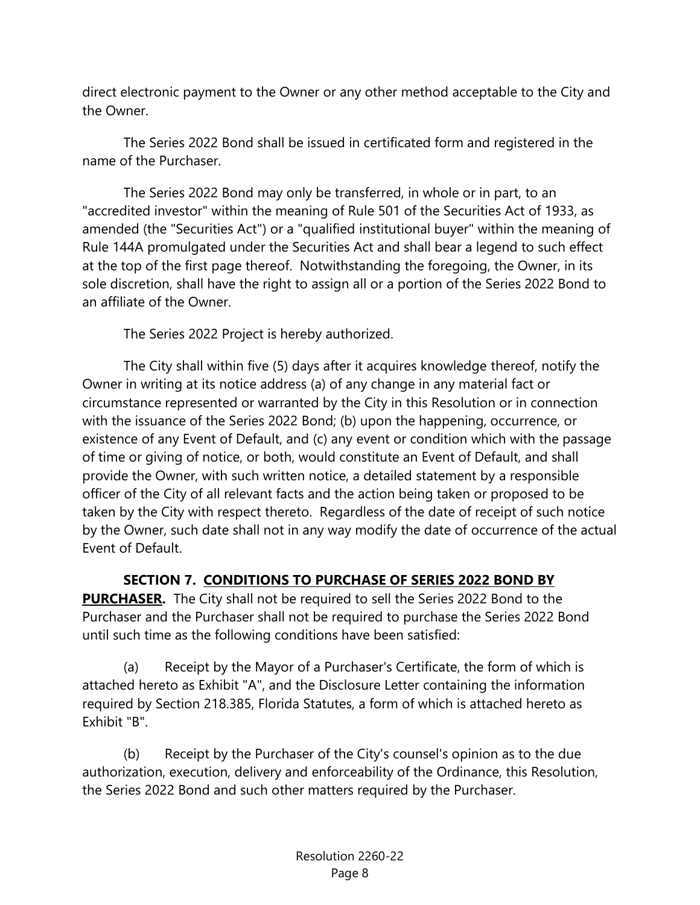direct electronic payment to the Owner or any other method acceptable to the City and the Owner.

The Series 2022 Bond shall be issued in certificated form and registered in the name of the Purchaser.

The Series 2022 Bond may only be transferred, in whole or in part, to an "accredited investor" within the meaning of Rule 501 of the Securities Act of 1933, as amended (the "Securities Act") or a "qualified institutional buyer" within the meaning of Rule 144A promulgated under the Securities Act and shall bear a legend to such effect at the top of the first page thereof. Notwithstanding the foregoing, the Owner, in its sole discretion, shall have the right to assign all or a portion of the Series 2022 Bond to an affiliate of the Owner.

The Series 2022 Project is hereby authorized.

The City shall within five (5) days after it acquires knowledge thereof, notify the Owner in writing at its notice address (a) of any change in any material fact or circumstance represented or warranted by the City in this Resolution or in connection with the issuance of the Series 2022 Bond; (b) upon the happening, occurrence, or existence of any Event of Default, and (c) any event or condition which with the passage of time or giving of notice, or both, would constitute an Event of Default, and shall provide the Owner, with such written notice, a detailed statement by a responsible officer of the City of all relevant facts and the action being taken or proposed to be taken by the City with respect thereto. Regardless of the date of receipt of such notice by the Owner, such date shall not in any way modify the date of occurrence of the actual Event of Default.

**SECTION 7. <u>CONDITIONS TO PURCHASE OF SERIES 2022 BOND BY PURCHASER</u>.** The City shall not be required to sell the Series 2022 Bond to the Purchaser and the Purchaser shall not be required to purchase the Series 2022 Bond until such time as the following conditions have been satisfied:

(a) Receipt by the Mayor of a Purchaser's Certificate, the form of which is attached hereto as Exhibit "A", and the Disclosure Letter containing the information required by Section 218.385, Florida Statutes, a form of which is attached hereto as Exhibit "B".

(b) Receipt by the Purchaser of the City's counsel's opinion as to the due authorization, execution, delivery and enforceability of the Ordinance, this Resolution, the Series 2022 Bond and such other matters required by the Purchaser.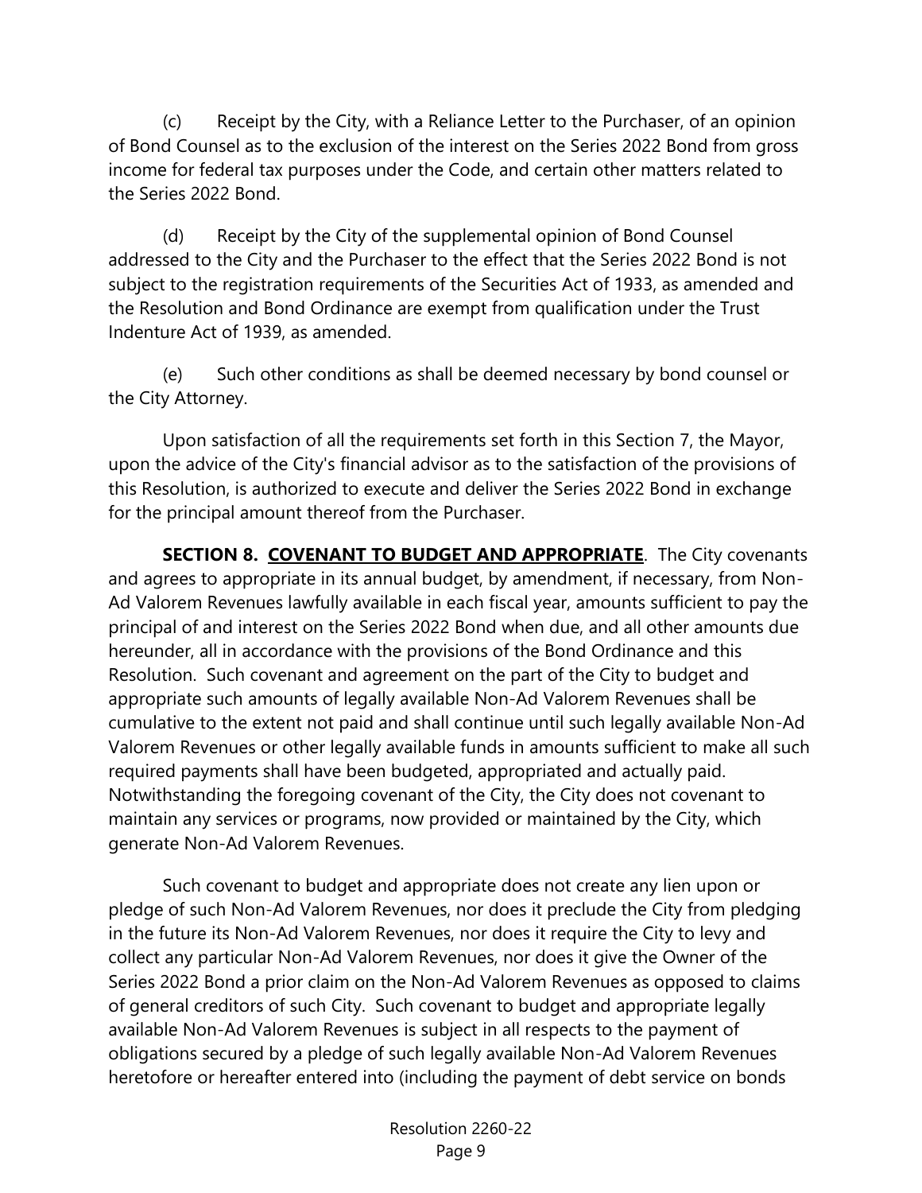(c) Receipt by the City, with a Reliance Letter to the Purchaser, of an opinion of Bond Counsel as to the exclusion of the interest on the Series 2022 Bond from gross income for federal tax purposes under the Code, and certain other matters related to the Series 2022 Bond.

(d) Receipt by the City of the supplemental opinion of Bond Counsel addressed to the City and the Purchaser to the effect that the Series 2022 Bond is not subject to the registration requirements of the Securities Act of 1933, as amended and the Resolution and Bond Ordinance are exempt from qualification under the Trust Indenture Act of 1939, as amended.

(e) Such other conditions as shall be deemed necessary by bond counsel or the City Attorney.

Upon satisfaction of all the requirements set forth in this Section 7, the Mayor, upon the advice of the City's financial advisor as to the satisfaction of the provisions of this Resolution, is authorized to execute and deliver the Series 2022 Bond in exchange for the principal amount thereof from the Purchaser.

**SECTION 8. <u>COVENANT TO BUDGET AND APPROPRIATE</u>**. The City covenants and agrees to appropriate in its annual budget, by amendment, if necessary, from Non-Ad Valorem Revenues lawfully available in each fiscal year, amounts sufficient to pay the principal of and interest on the Series 2022 Bond when due, and all other amounts due hereunder, all in accordance with the provisions of the Bond Ordinance and this Resolution. Such covenant and agreement on the part of the City to budget and appropriate such amounts of legally available Non-Ad Valorem Revenues shall be cumulative to the extent not paid and shall continue until such legally available Non-Ad Valorem Revenues or other legally available funds in amounts sufficient to make all such required payments shall have been budgeted, appropriated and actually paid. Notwithstanding the foregoing covenant of the City, the City does not covenant to maintain any services or programs, now provided or maintained by the City, which generate Non-Ad Valorem Revenues.

Such covenant to budget and appropriate does not create any lien upon or pledge of such Non-Ad Valorem Revenues, nor does it preclude the City from pledging in the future its Non-Ad Valorem Revenues, nor does it require the City to levy and collect any particular Non-Ad Valorem Revenues, nor does it give the Owner of the Series 2022 Bond a prior claim on the Non-Ad Valorem Revenues as opposed to claims of general creditors of such City. Such covenant to budget and appropriate legally available Non-Ad Valorem Revenues is subject in all respects to the payment of obligations secured by a pledge of such legally available Non-Ad Valorem Revenues heretofore or hereafter entered into (including the payment of debt service on bonds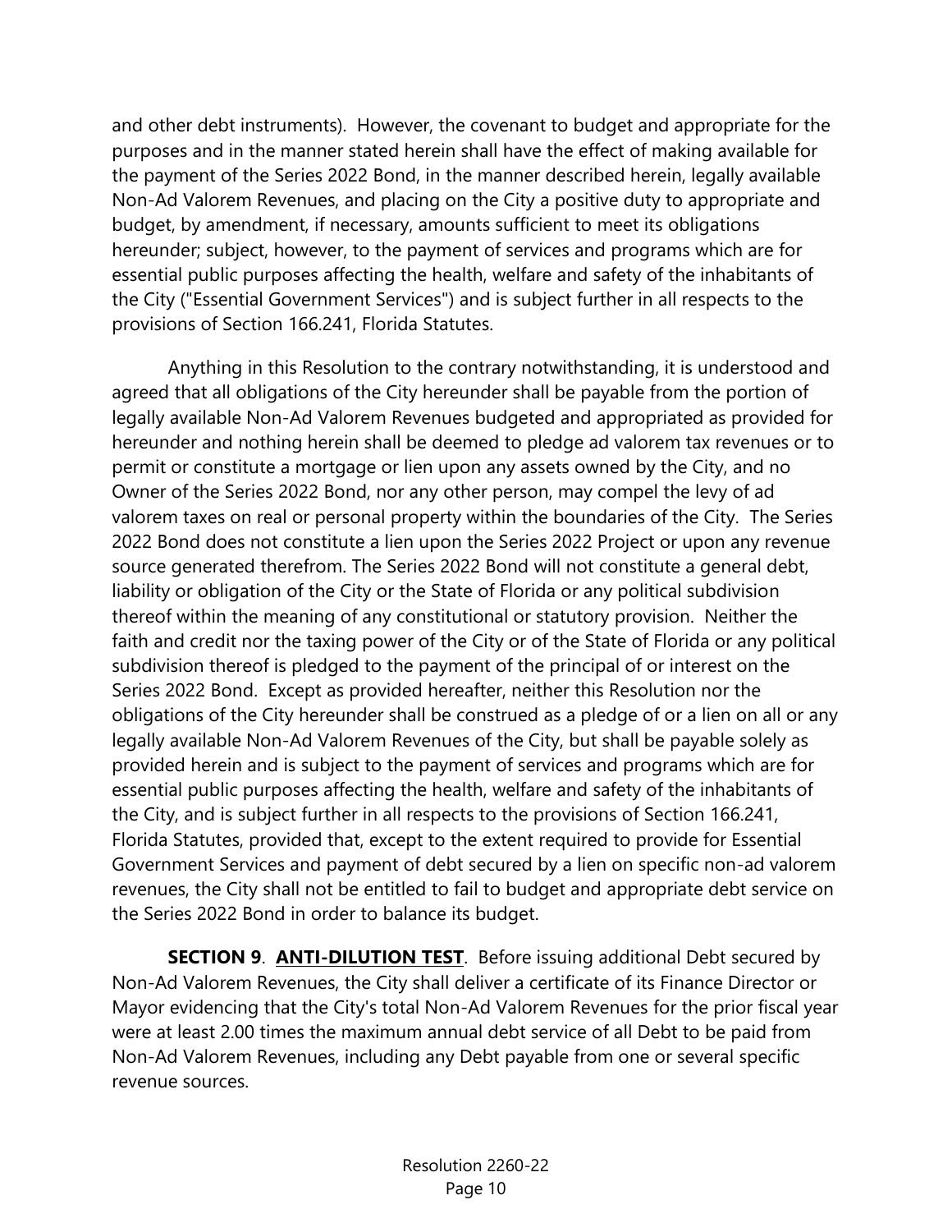and other debt instruments). However, the covenant to budget and appropriate for the purposes and in the manner stated herein shall have the effect of making available for the payment of the Series 2022 Bond, in the manner described herein, legally available Non-Ad Valorem Revenues, and placing on the City a positive duty to appropriate and budget, by amendment, if necessary, amounts sufficient to meet its obligations hereunder; subject, however, to the payment of services and programs which are for essential public purposes affecting the health, welfare and safety of the inhabitants of the City ("Essential Government Services") and is subject further in all respects to the provisions of Section 166.241, Florida Statutes.

Anything in this Resolution to the contrary notwithstanding, it is understood and agreed that all obligations of the City hereunder shall be payable from the portion of legally available Non-Ad Valorem Revenues budgeted and appropriated as provided for hereunder and nothing herein shall be deemed to pledge ad valorem tax revenues or to permit or constitute a mortgage or lien upon any assets owned by the City, and no Owner of the Series 2022 Bond, nor any other person, may compel the levy of ad valorem taxes on real or personal property within the boundaries of the City. The Series 2022 Bond does not constitute a lien upon the Series 2022 Project or upon any revenue source generated therefrom. The Series 2022 Bond will not constitute a general debt, liability or obligation of the City or the State of Florida or any political subdivision thereof within the meaning of any constitutional or statutory provision. Neither the faith and credit nor the taxing power of the City or of the State of Florida or any political subdivision thereof is pledged to the payment of the principal of or interest on the Series 2022 Bond. Except as provided hereafter, neither this Resolution nor the obligations of the City hereunder shall be construed as a pledge of or a lien on all or any legally available Non-Ad Valorem Revenues of the City, but shall be payable solely as provided herein and is subject to the payment of services and programs which are for essential public purposes affecting the health, welfare and safety of the inhabitants of the City, and is subject further in all respects to the provisions of Section 166.241, Florida Statutes, provided that, except to the extent required to provide for Essential Government Services and payment of debt secured by a lien on specific non-ad valorem revenues, the City shall not be entitled to fail to budget and appropriate debt service on the Series 2022 Bond in order to balance its budget.

**SECTION 9**. **ANTI-DILUTION TEST**. Before issuing additional Debt secured by Non-Ad Valorem Revenues, the City shall deliver a certificate of its Finance Director or Mayor evidencing that the City's total Non-Ad Valorem Revenues for the prior fiscal year were at least 2.00 times the maximum annual debt service of all Debt to be paid from Non-Ad Valorem Revenues, including any Debt payable from one or several specific revenue sources.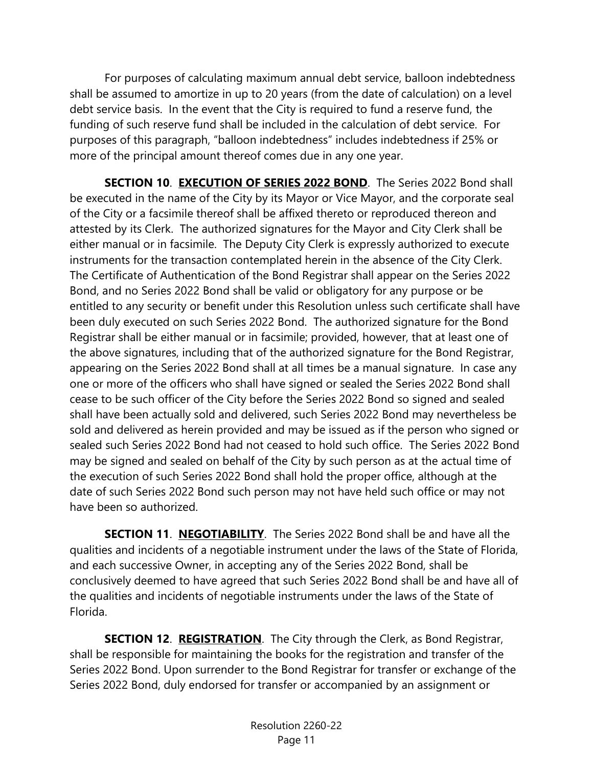For purposes of calculating maximum annual debt service, balloon indebtedness shall be assumed to amortize in up to 20 years (from the date of calculation) on a level debt service basis. In the event that the City is required to fund a reserve fund, the funding of such reserve fund shall be included in the calculation of debt service. For purposes of this paragraph, "balloon indebtedness" includes indebtedness if 25% or more of the principal amount thereof comes due in any one year.

**SECTION 10**. **<u>EXECUTION OF SERIES 2022 BOND</u>**. The Series 2022 Bond shall be executed in the name of the City by its Mayor or Vice Mayor, and the corporate seal of the City or a facsimile thereof shall be affixed thereto or reproduced thereon and attested by its Clerk. The authorized signatures for the Mayor and City Clerk shall be either manual or in facsimile. The Deputy City Clerk is expressly authorized to execute instruments for the transaction contemplated herein in the absence of the City Clerk. The Certificate of Authentication of the Bond Registrar shall appear on the Series 2022 Bond, and no Series 2022 Bond shall be valid or obligatory for any purpose or be entitled to any security or benefit under this Resolution unless such certificate shall have been duly executed on such Series 2022 Bond. The authorized signature for the Bond Registrar shall be either manual or in facsimile; provided, however, that at least one of the above signatures, including that of the authorized signature for the Bond Registrar, appearing on the Series 2022 Bond shall at all times be a manual signature. In case any one or more of the officers who shall have signed or sealed the Series 2022 Bond shall cease to be such officer of the City before the Series 2022 Bond so signed and sealed shall have been actually sold and delivered, such Series 2022 Bond may nevertheless be sold and delivered as herein provided and may be issued as if the person who signed or sealed such Series 2022 Bond had not ceased to hold such office. The Series 2022 Bond may be signed and sealed on behalf of the City by such person as at the actual time of the execution of such Series 2022 Bond shall hold the proper office, although at the date of such Series 2022 Bond such person may not have held such office or may not have been so authorized.

**SECTION 11**. **<u>NEGOTIABILITY</u>**. The Series 2022 Bond shall be and have all the qualities and incidents of a negotiable instrument under the laws of the State of Florida, and each successive Owner, in accepting any of the Series 2022 Bond, shall be conclusively deemed to have agreed that such Series 2022 Bond shall be and have all of the qualities and incidents of negotiable instruments under the laws of the State of Florida.

**SECTION 12**. **<u>REGISTRATION</u>**. The City through the Clerk, as Bond Registrar, shall be responsible for maintaining the books for the registration and transfer of the Series 2022 Bond. Upon surrender to the Bond Registrar for transfer or exchange of the Series 2022 Bond, duly endorsed for transfer or accompanied by an assignment or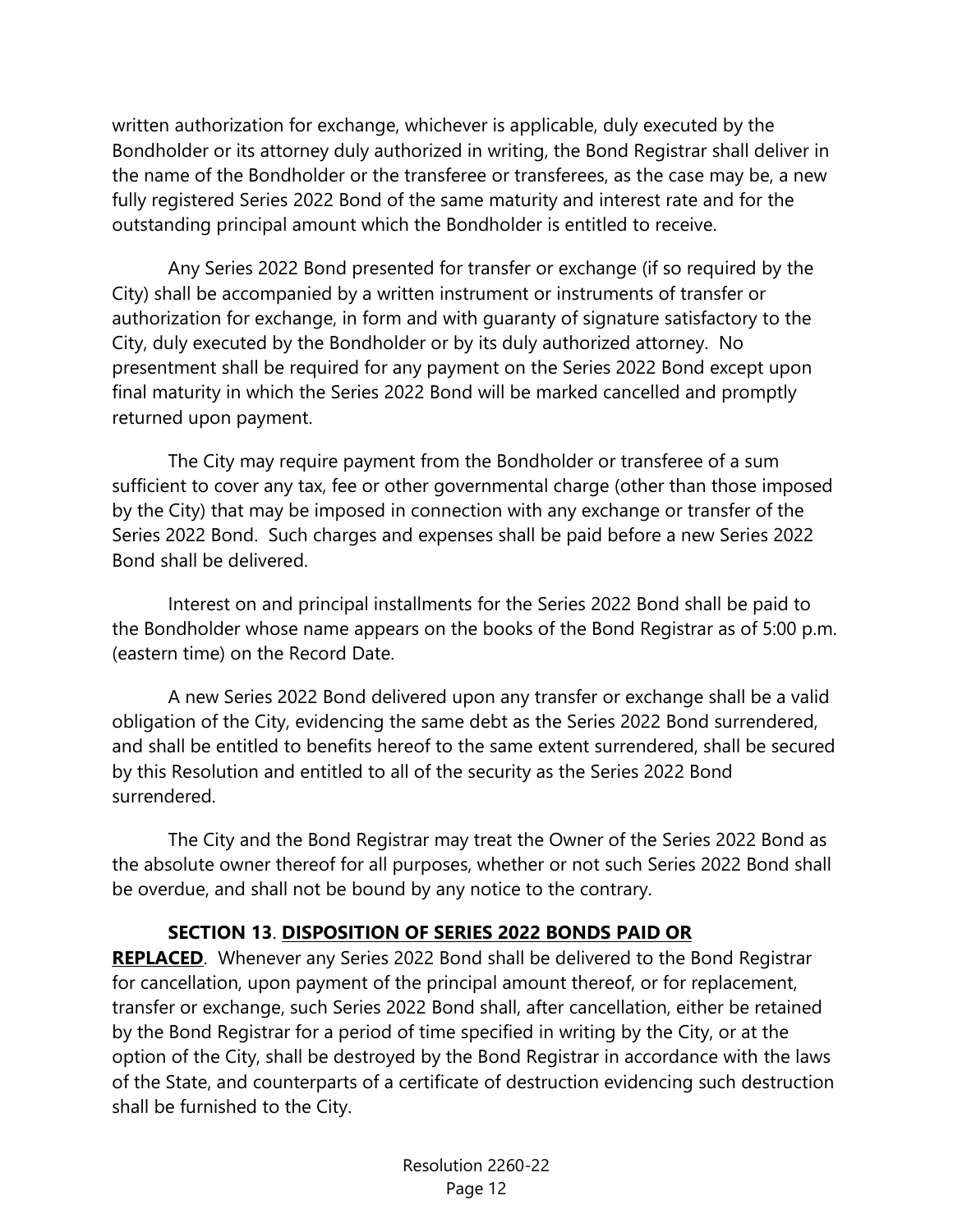written authorization for exchange, whichever is applicable, duly executed by the Bondholder or its attorney duly authorized in writing, the Bond Registrar shall deliver in the name of the Bondholder or the transferee or transferees, as the case may be, a new fully registered Series 2022 Bond of the same maturity and interest rate and for the outstanding principal amount which the Bondholder is entitled to receive.

Any Series 2022 Bond presented for transfer or exchange (if so required by the City) shall be accompanied by a written instrument or instruments of transfer or authorization for exchange, in form and with guaranty of signature satisfactory to the City, duly executed by the Bondholder or by its duly authorized attorney. No presentment shall be required for any payment on the Series 2022 Bond except upon final maturity in which the Series 2022 Bond will be marked cancelled and promptly returned upon payment.

The City may require payment from the Bondholder or transferee of a sum sufficient to cover any tax, fee or other governmental charge (other than those imposed by the City) that may be imposed in connection with any exchange or transfer of the Series 2022 Bond. Such charges and expenses shall be paid before a new Series 2022 Bond shall be delivered.

Interest on and principal installments for the Series 2022 Bond shall be paid to the Bondholder whose name appears on the books of the Bond Registrar as of 5:00 p.m. (eastern time) on the Record Date.

A new Series 2022 Bond delivered upon any transfer or exchange shall be a valid obligation of the City, evidencing the same debt as the Series 2022 Bond surrendered, and shall be entitled to benefits hereof to the same extent surrendered, shall be secured by this Resolution and entitled to all of the security as the Series 2022 Bond surrendered.

The City and the Bond Registrar may treat the Owner of the Series 2022 Bond as the absolute owner thereof for all purposes, whether or not such Series 2022 Bond shall be overdue, and shall not be bound by any notice to the contrary.

**SECTION 13**. **DISPOSITION OF SERIES 2022 BONDS PAID OR REPLACED**. Whenever any Series 2022 Bond shall be delivered to the Bond Registrar for cancellation, upon payment of the principal amount thereof, or for replacement, transfer or exchange, such Series 2022 Bond shall, after cancellation, either be retained by the Bond Registrar for a period of time specified in writing by the City, or at the option of the City, shall be destroyed by the Bond Registrar in accordance with the laws of the State, and counterparts of a certificate of destruction evidencing such destruction shall be furnished to the City.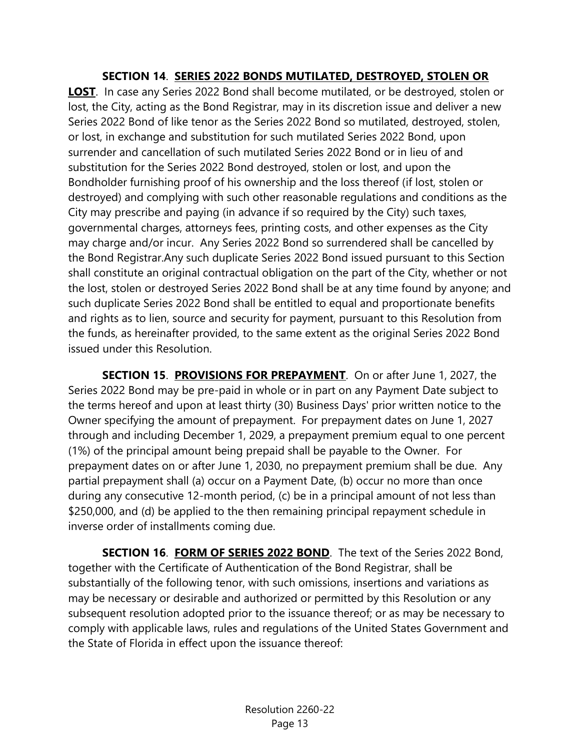**SECTION 14**. **SERIES 2022 BONDS MUTILATED, DESTROYED, STOLEN OR LOST**. In case any Series 2022 Bond shall become mutilated, or be destroyed, stolen or lost, the City, acting as the Bond Registrar, may in its discretion issue and deliver a new Series 2022 Bond of like tenor as the Series 2022 Bond so mutilated, destroyed, stolen, or lost, in exchange and substitution for such mutilated Series 2022 Bond, upon surrender and cancellation of such mutilated Series 2022 Bond or in lieu of and substitution for the Series 2022 Bond destroyed, stolen or lost, and upon the Bondholder furnishing proof of his ownership and the loss thereof (if lost, stolen or destroyed) and complying with such other reasonable regulations and conditions as the City may prescribe and paying (in advance if so required by the City) such taxes, governmental charges, attorneys fees, printing costs, and other expenses as the City may charge and/or incur. Any Series 2022 Bond so surrendered shall be cancelled by the Bond Registrar.Any such duplicate Series 2022 Bond issued pursuant to this Section shall constitute an original contractual obligation on the part of the City, whether or not the lost, stolen or destroyed Series 2022 Bond shall be at any time found by anyone; and such duplicate Series 2022 Bond shall be entitled to equal and proportionate benefits and rights as to lien, source and security for payment, pursuant to this Resolution from the funds, as hereinafter provided, to the same extent as the original Series 2022 Bond issued under this Resolution.

**SECTION 15**. **PROVISIONS FOR PREPAYMENT**. On or after June 1, 2027, the Series 2022 Bond may be pre-paid in whole or in part on any Payment Date subject to the terms hereof and upon at least thirty (30) Business Days' prior written notice to the Owner specifying the amount of prepayment. For prepayment dates on June 1, 2027 through and including December 1, 2029, a prepayment premium equal to one percent (1%) of the principal amount being prepaid shall be payable to the Owner. For prepayment dates on or after June 1, 2030, no prepayment premium shall be due. Any partial prepayment shall (a) occur on a Payment Date, (b) occur no more than once during any consecutive 12-month period, (c) be in a principal amount of not less than $250,000, and (d) be applied to the then remaining principal repayment schedule in inverse order of installments coming due.

**SECTION 16**. **FORM OF SERIES 2022 BOND**. The text of the Series 2022 Bond, together with the Certificate of Authentication of the Bond Registrar, shall be substantially of the following tenor, with such omissions, insertions and variations as may be necessary or desirable and authorized or permitted by this Resolution or any subsequent resolution adopted prior to the issuance thereof; or as may be necessary to comply with applicable laws, rules and regulations of the United States Government and the State of Florida in effect upon the issuance thereof: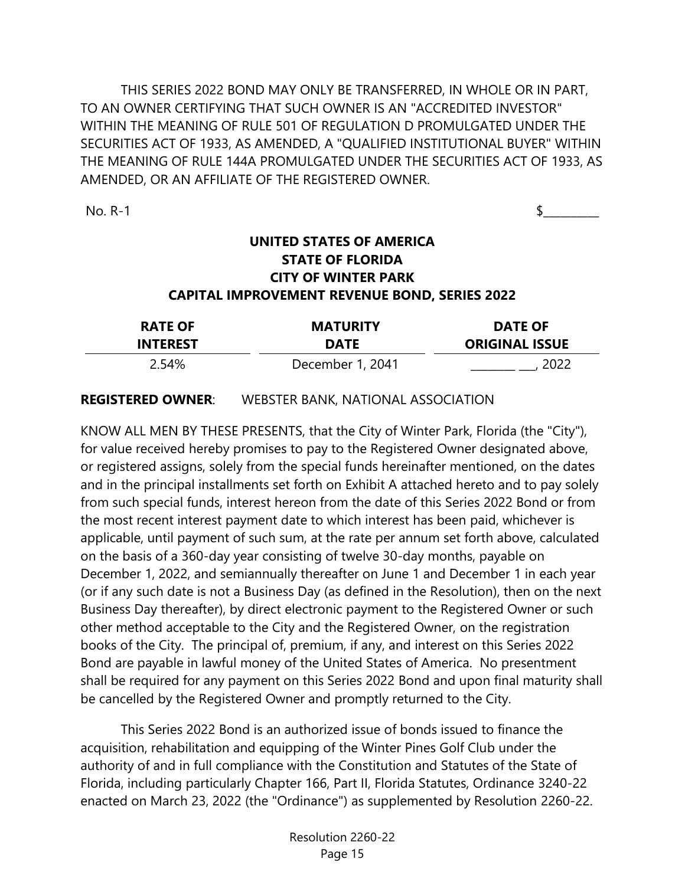THIS SERIES 2022 BOND MAY ONLY BE TRANSFERRED, IN WHOLE OR IN PART, TO AN OWNER CERTIFYING THAT SUCH OWNER IS AN "ACCREDITED INVESTOR" WITHIN THE MEANING OF RULE 501 OF REGULATION D PROMULGATED UNDER THE SECURITIES ACT OF 1933, AS AMENDED, A "QUALIFIED INSTITUTIONAL BUYER" WITHIN THE MEANING OF RULE 144A PROMULGATED UNDER THE SECURITIES ACT OF 1933, AS AMENDED, OR AN AFFILIATE OF THE REGISTERED OWNER.

No. R-1 $__________

**UNITED STATES OF AMERICA**
**STATE OF FLORIDA**
**CITY OF WINTER PARK**
**CAPITAL IMPROVEMENT REVENUE BOND, SERIES 2022**

| RATE OF INTEREST | MATURITY DATE | DATE OF ORIGINAL ISSUE |
|---|---|---|
| 2.54% | December 1, 2041 | ________ ___, 2022 |

**REGISTERED OWNER**: WEBSTER BANK, NATIONAL ASSOCIATION

KNOW ALL MEN BY THESE PRESENTS, that the City of Winter Park, Florida (the "City"), for value received hereby promises to pay to the Registered Owner designated above, or registered assigns, solely from the special funds hereinafter mentioned, on the dates and in the principal installments set forth on Exhibit A attached hereto and to pay solely from such special funds, interest hereon from the date of this Series 2022 Bond or from the most recent interest payment date to which interest has been paid, whichever is applicable, until payment of such sum, at the rate per annum set forth above, calculated on the basis of a 360-day year consisting of twelve 30-day months, payable on December 1, 2022, and semiannually thereafter on June 1 and December 1 in each year (or if any such date is not a Business Day (as defined in the Resolution), then on the next Business Day thereafter), by direct electronic payment to the Registered Owner or such other method acceptable to the City and the Registered Owner, on the registration books of the City. The principal of, premium, if any, and interest on this Series 2022 Bond are payable in lawful money of the United States of America. No presentment shall be required for any payment on this Series 2022 Bond and upon final maturity shall be cancelled by the Registered Owner and promptly returned to the City.

This Series 2022 Bond is an authorized issue of bonds issued to finance the acquisition, rehabilitation and equipping of the Winter Pines Golf Club under the authority of and in full compliance with the Constitution and Statutes of the State of Florida, including particularly Chapter 166, Part II, Florida Statutes, Ordinance 3240-22 enacted on March 23, 2022 (the "Ordinance") as supplemented by Resolution 2260-22.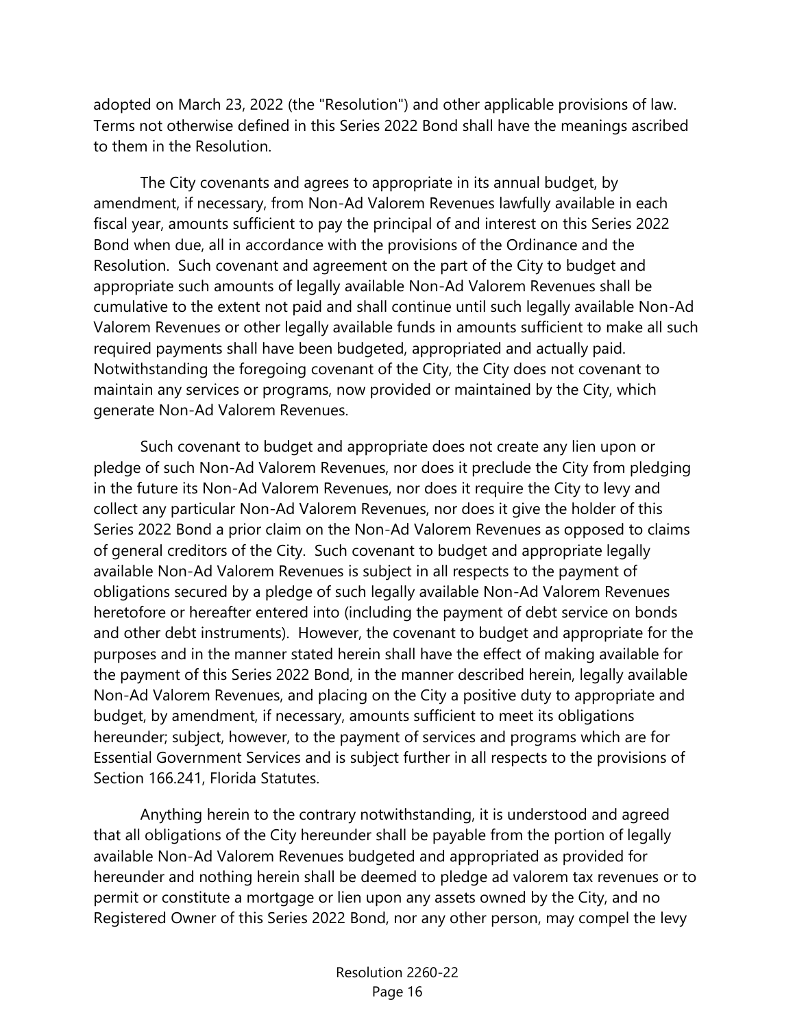adopted on March 23, 2022 (the "Resolution") and other applicable provisions of law. Terms not otherwise defined in this Series 2022 Bond shall have the meanings ascribed to them in the Resolution.

The City covenants and agrees to appropriate in its annual budget, by amendment, if necessary, from Non-Ad Valorem Revenues lawfully available in each fiscal year, amounts sufficient to pay the principal of and interest on this Series 2022 Bond when due, all in accordance with the provisions of the Ordinance and the Resolution. Such covenant and agreement on the part of the City to budget and appropriate such amounts of legally available Non-Ad Valorem Revenues shall be cumulative to the extent not paid and shall continue until such legally available Non-Ad Valorem Revenues or other legally available funds in amounts sufficient to make all such required payments shall have been budgeted, appropriated and actually paid. Notwithstanding the foregoing covenant of the City, the City does not covenant to maintain any services or programs, now provided or maintained by the City, which generate Non-Ad Valorem Revenues.

Such covenant to budget and appropriate does not create any lien upon or pledge of such Non-Ad Valorem Revenues, nor does it preclude the City from pledging in the future its Non-Ad Valorem Revenues, nor does it require the City to levy and collect any particular Non-Ad Valorem Revenues, nor does it give the holder of this Series 2022 Bond a prior claim on the Non-Ad Valorem Revenues as opposed to claims of general creditors of the City. Such covenant to budget and appropriate legally available Non-Ad Valorem Revenues is subject in all respects to the payment of obligations secured by a pledge of such legally available Non-Ad Valorem Revenues heretofore or hereafter entered into (including the payment of debt service on bonds and other debt instruments). However, the covenant to budget and appropriate for the purposes and in the manner stated herein shall have the effect of making available for the payment of this Series 2022 Bond, in the manner described herein, legally available Non-Ad Valorem Revenues, and placing on the City a positive duty to appropriate and budget, by amendment, if necessary, amounts sufficient to meet its obligations hereunder; subject, however, to the payment of services and programs which are for Essential Government Services and is subject further in all respects to the provisions of Section 166.241, Florida Statutes.

Anything herein to the contrary notwithstanding, it is understood and agreed that all obligations of the City hereunder shall be payable from the portion of legally available Non-Ad Valorem Revenues budgeted and appropriated as provided for hereunder and nothing herein shall be deemed to pledge ad valorem tax revenues or to permit or constitute a mortgage or lien upon any assets owned by the City, and no Registered Owner of this Series 2022 Bond, nor any other person, may compel the levy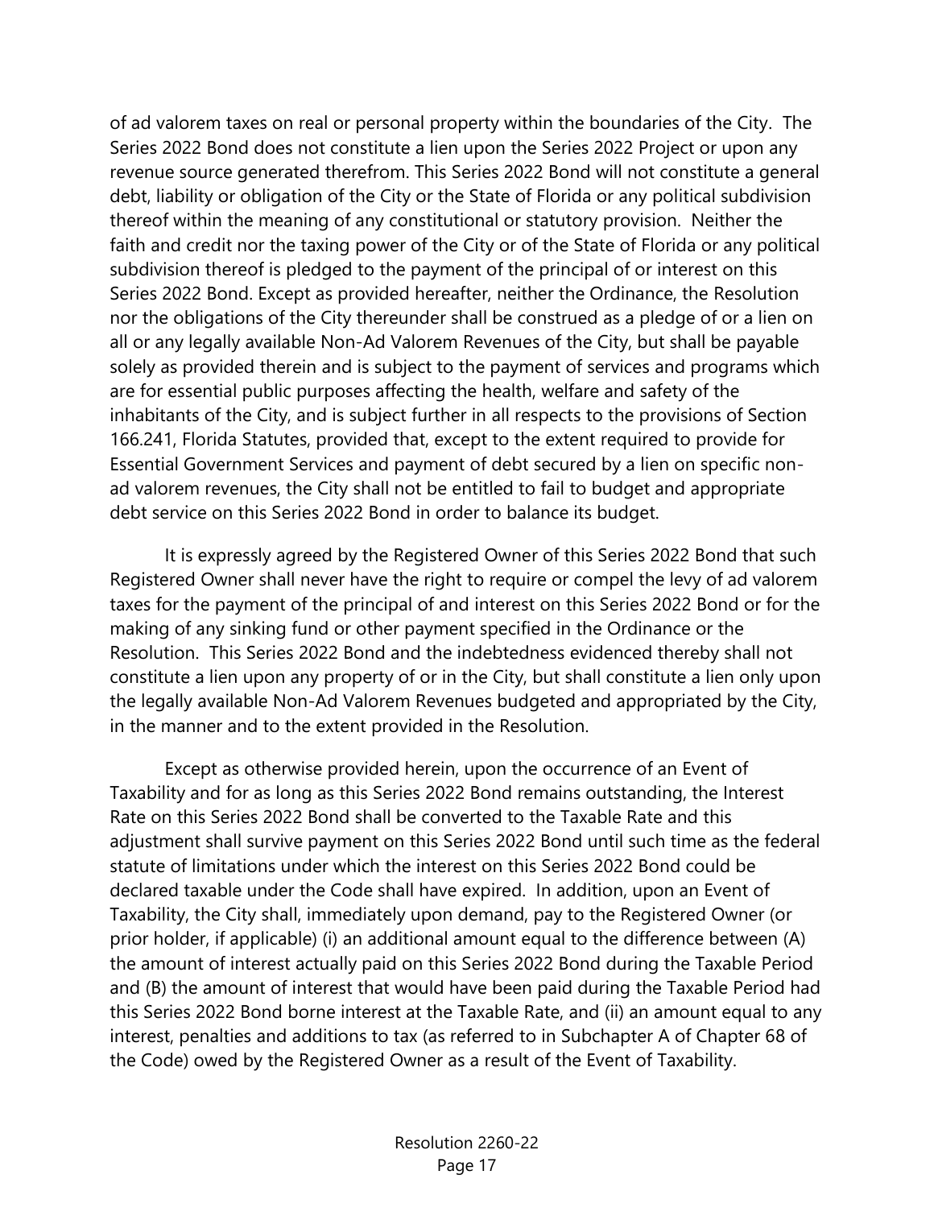of ad valorem taxes on real or personal property within the boundaries of the City. The Series 2022 Bond does not constitute a lien upon the Series 2022 Project or upon any revenue source generated therefrom. This Series 2022 Bond will not constitute a general debt, liability or obligation of the City or the State of Florida or any political subdivision thereof within the meaning of any constitutional or statutory provision. Neither the faith and credit nor the taxing power of the City or of the State of Florida or any political subdivision thereof is pledged to the payment of the principal of or interest on this Series 2022 Bond. Except as provided hereafter, neither the Ordinance, the Resolution nor the obligations of the City thereunder shall be construed as a pledge of or a lien on all or any legally available Non-Ad Valorem Revenues of the City, but shall be payable solely as provided therein and is subject to the payment of services and programs which are for essential public purposes affecting the health, welfare and safety of the inhabitants of the City, and is subject further in all respects to the provisions of Section 166.241, Florida Statutes, provided that, except to the extent required to provide for Essential Government Services and payment of debt secured by a lien on specific non-ad valorem revenues, the City shall not be entitled to fail to budget and appropriate debt service on this Series 2022 Bond in order to balance its budget.

It is expressly agreed by the Registered Owner of this Series 2022 Bond that such Registered Owner shall never have the right to require or compel the levy of ad valorem taxes for the payment of the principal of and interest on this Series 2022 Bond or for the making of any sinking fund or other payment specified in the Ordinance or the Resolution. This Series 2022 Bond and the indebtedness evidenced thereby shall not constitute a lien upon any property of or in the City, but shall constitute a lien only upon the legally available Non-Ad Valorem Revenues budgeted and appropriated by the City, in the manner and to the extent provided in the Resolution.

Except as otherwise provided herein, upon the occurrence of an Event of Taxability and for as long as this Series 2022 Bond remains outstanding, the Interest Rate on this Series 2022 Bond shall be converted to the Taxable Rate and this adjustment shall survive payment on this Series 2022 Bond until such time as the federal statute of limitations under which the interest on this Series 2022 Bond could be declared taxable under the Code shall have expired. In addition, upon an Event of Taxability, the City shall, immediately upon demand, pay to the Registered Owner (or prior holder, if applicable) (i) an additional amount equal to the difference between (A) the amount of interest actually paid on this Series 2022 Bond during the Taxable Period and (B) the amount of interest that would have been paid during the Taxable Period had this Series 2022 Bond borne interest at the Taxable Rate, and (ii) an amount equal to any interest, penalties and additions to tax (as referred to in Subchapter A of Chapter 68 of the Code) owed by the Registered Owner as a result of the Event of Taxability.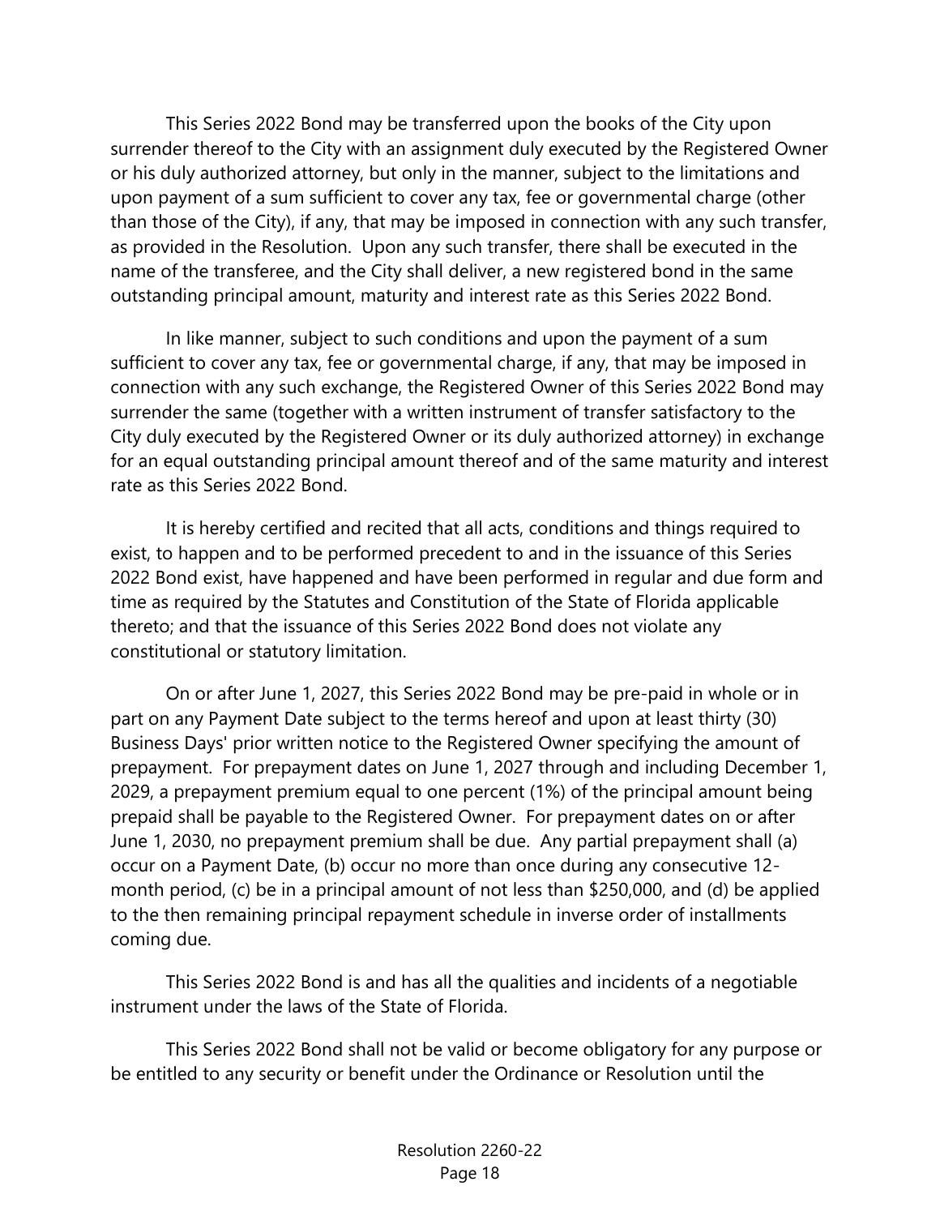This Series 2022 Bond may be transferred upon the books of the City upon surrender thereof to the City with an assignment duly executed by the Registered Owner or his duly authorized attorney, but only in the manner, subject to the limitations and upon payment of a sum sufficient to cover any tax, fee or governmental charge (other than those of the City), if any, that may be imposed in connection with any such transfer, as provided in the Resolution. Upon any such transfer, there shall be executed in the name of the transferee, and the City shall deliver, a new registered bond in the same outstanding principal amount, maturity and interest rate as this Series 2022 Bond.

In like manner, subject to such conditions and upon the payment of a sum sufficient to cover any tax, fee or governmental charge, if any, that may be imposed in connection with any such exchange, the Registered Owner of this Series 2022 Bond may surrender the same (together with a written instrument of transfer satisfactory to the City duly executed by the Registered Owner or its duly authorized attorney) in exchange for an equal outstanding principal amount thereof and of the same maturity and interest rate as this Series 2022 Bond.

It is hereby certified and recited that all acts, conditions and things required to exist, to happen and to be performed precedent to and in the issuance of this Series 2022 Bond exist, have happened and have been performed in regular and due form and time as required by the Statutes and Constitution of the State of Florida applicable thereto; and that the issuance of this Series 2022 Bond does not violate any constitutional or statutory limitation.

On or after June 1, 2027, this Series 2022 Bond may be pre-paid in whole or in part on any Payment Date subject to the terms hereof and upon at least thirty (30) Business Days' prior written notice to the Registered Owner specifying the amount of prepayment. For prepayment dates on June 1, 2027 through and including December 1, 2029, a prepayment premium equal to one percent (1%) of the principal amount being prepaid shall be payable to the Registered Owner. For prepayment dates on or after June 1, 2030, no prepayment premium shall be due. Any partial prepayment shall (a) occur on a Payment Date, (b) occur no more than once during any consecutive 12-month period, (c) be in a principal amount of not less than $250,000, and (d) be applied to the then remaining principal repayment schedule in inverse order of installments coming due.

This Series 2022 Bond is and has all the qualities and incidents of a negotiable instrument under the laws of the State of Florida.

This Series 2022 Bond shall not be valid or become obligatory for any purpose or be entitled to any security or benefit under the Ordinance or Resolution until the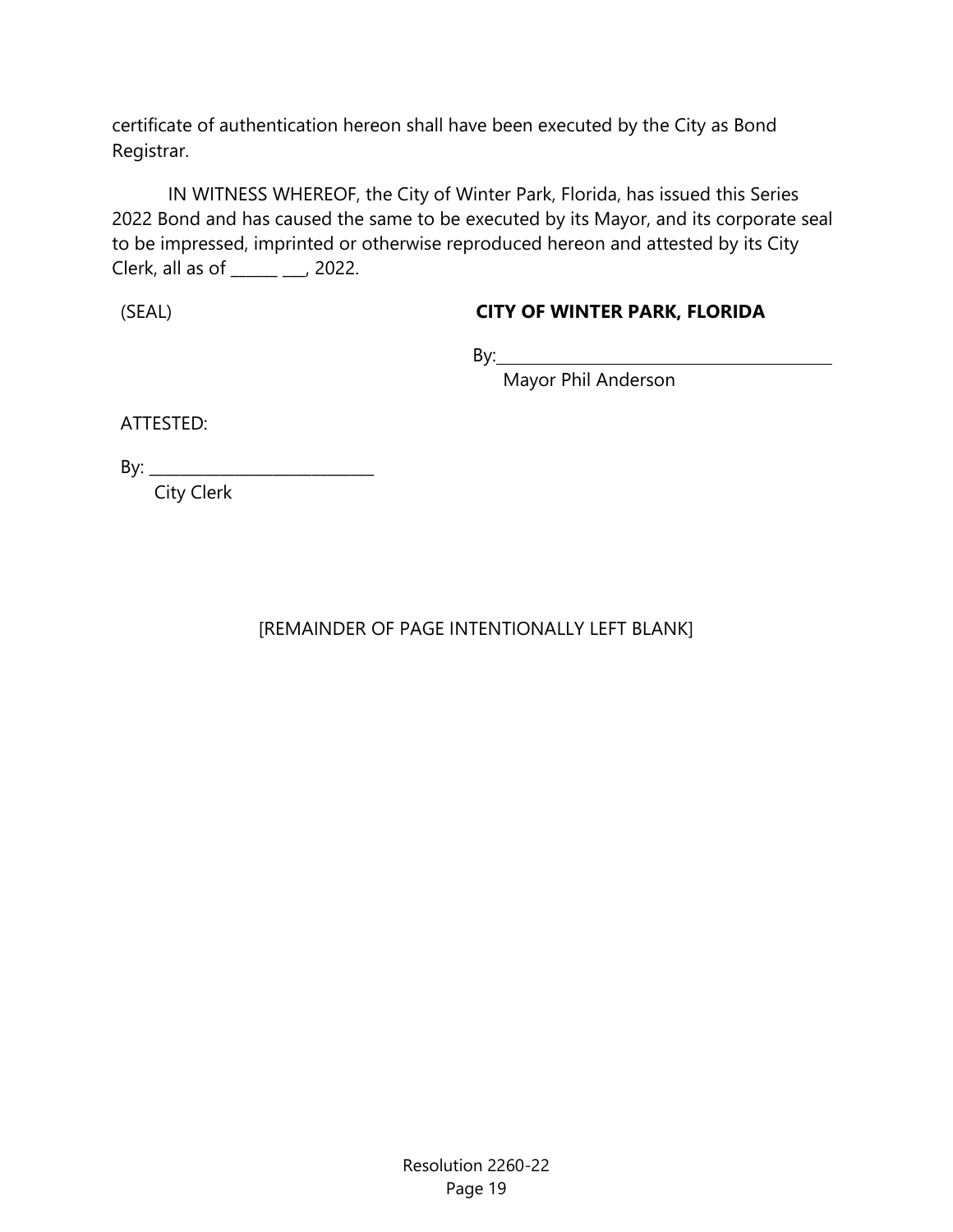certificate of authentication hereon shall have been executed by the City as Bond Registrar.

IN WITNESS WHEREOF, the City of Winter Park, Florida, has issued this Series 2022 Bond and has caused the same to be executed by its Mayor, and its corporate seal to be impressed, imprinted or otherwise reproduced hereon and attested by its City Clerk, all as of ______ ___, 2022.

(SEAL)

**CITY OF WINTER PARK, FLORIDA**

By:_____________________________
Mayor Phil Anderson

ATTESTED:

By: ___________________________
City Clerk

[REMAINDER OF PAGE INTENTIONALLY LEFT BLANK]

Resolution 2260-22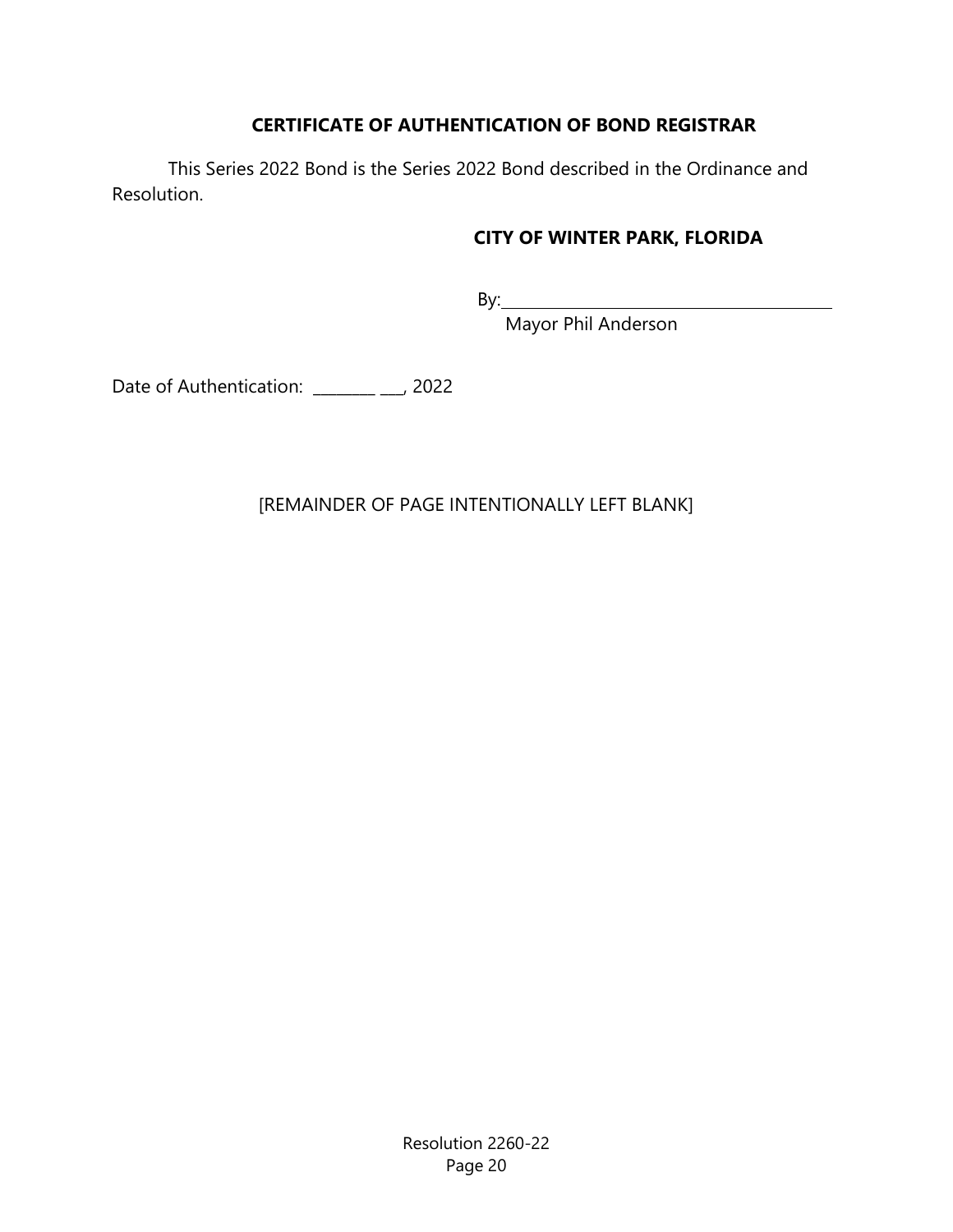## CERTIFICATE OF AUTHENTICATION OF BOND REGISTRAR

This Series 2022 Bond is the Series 2022 Bond described in the Ordinance and Resolution.

**CITY OF WINTER PARK, FLORIDA**

By:______________________________________
Mayor Phil Anderson

Date of Authentication: ________ ___, 2022

[REMAINDER OF PAGE INTENTIONALLY LEFT BLANK]

Resolution 2260-22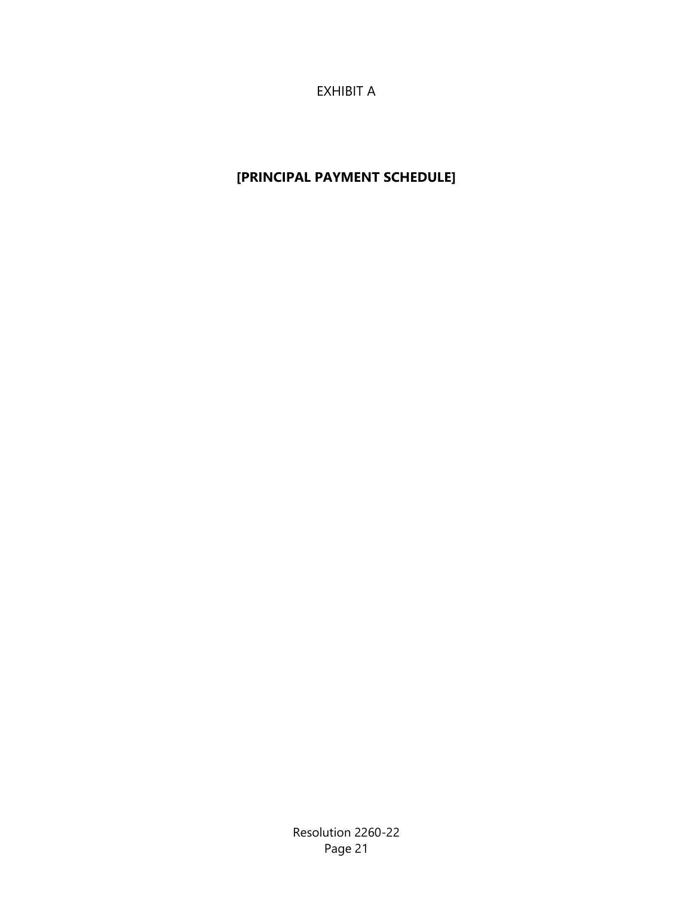EXHIBIT A

## [PRINCIPAL PAYMENT SCHEDULE]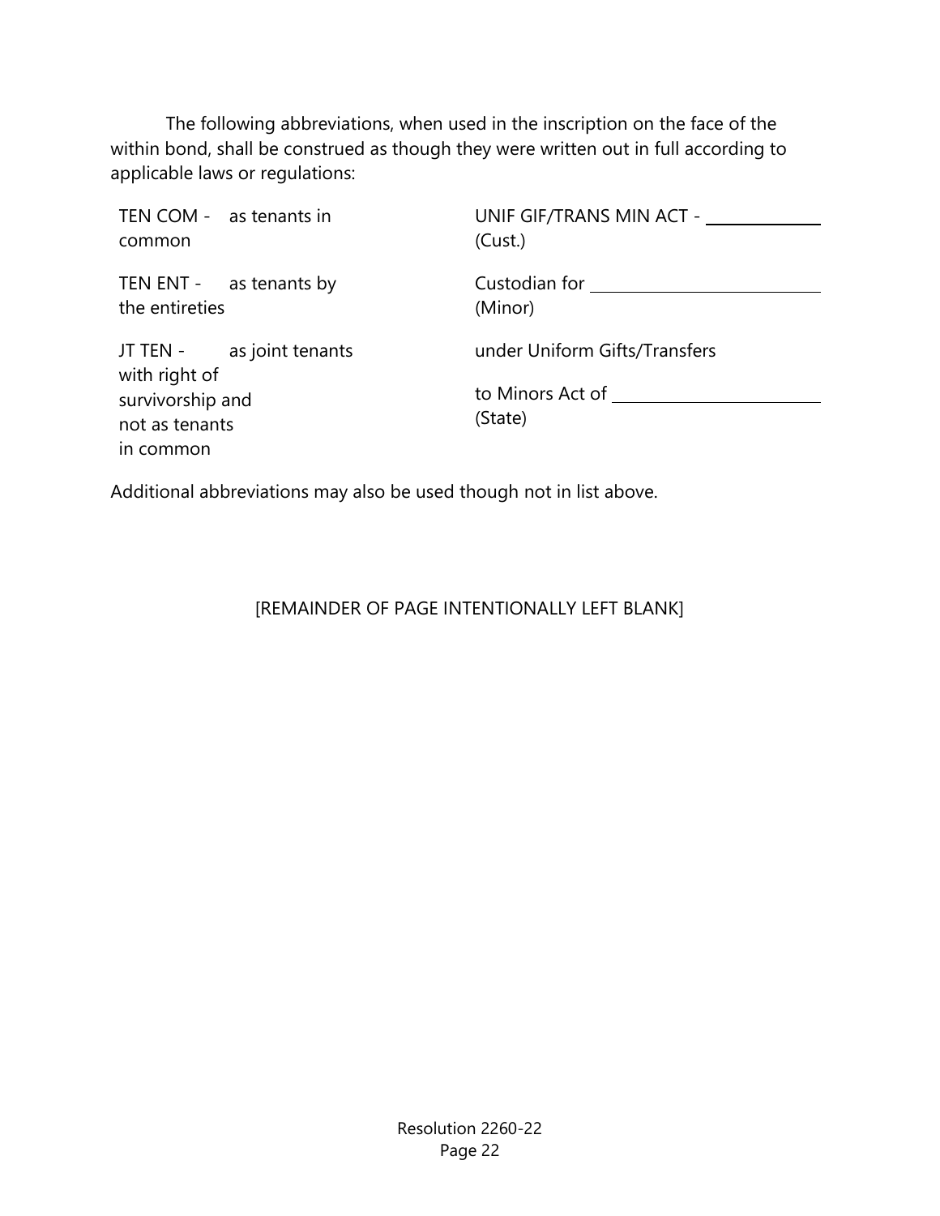The following abbreviations, when used in the inscription on the face of the within bond, shall be construed as though they were written out in full according to applicable laws or regulations:

| | |
|---|---|
| TEN COM - as tenants in common | UNIF GIF/TRANS MIN ACT - ____________ (Cust.) |
| TEN ENT - as tenants by the entireties | Custodian for ________________________ (Minor) |
| JT TEN - as joint tenants with right of survivorship and not as tenants in common | under Uniform Gifts/Transfers to Minors Act of ______________________ (State) |

Additional abbreviations may also be used though not in list above.

[REMAINDER OF PAGE INTENTIONALLY LEFT BLANK]

Resolution 2260-22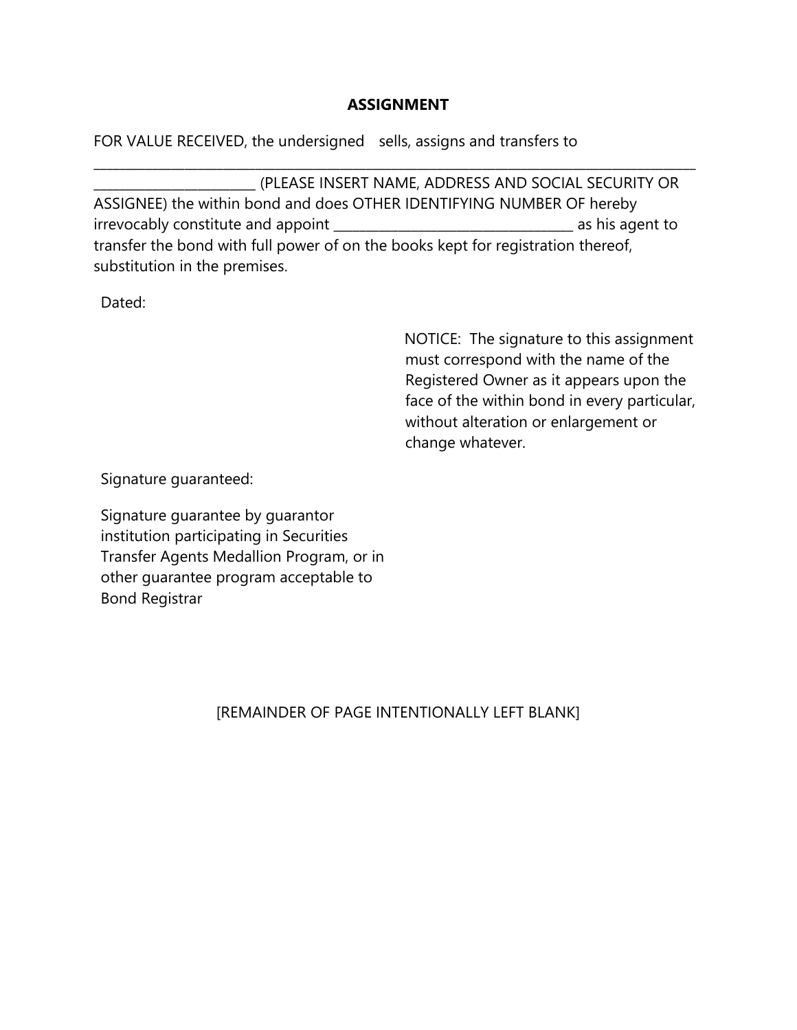**ASSIGNMENT**

FOR VALUE RECEIVED, the undersigned sells, assigns and transfers to

______________________________________________________________________________________

______________________ (PLEASE INSERT NAME, ADDRESS AND SOCIAL SECURITY OR ASSIGNEE) the within bond and does OTHER IDENTIFYING NUMBER OF hereby irrevocably constitute and appoint ________________________________ as his agent to transfer the bond with full power of on the books kept for registration thereof, substitution in the premises.

Dated:

NOTICE: The signature to this assignment must correspond with the name of the Registered Owner as it appears upon the face of the within bond in every particular, without alteration or enlargement or change whatever.

Signature guaranteed:

Signature guarantee by guarantor institution participating in Securities Transfer Agents Medallion Program, or in other guarantee program acceptable to Bond Registrar

[REMAINDER OF PAGE INTENTIONALLY LEFT BLANK]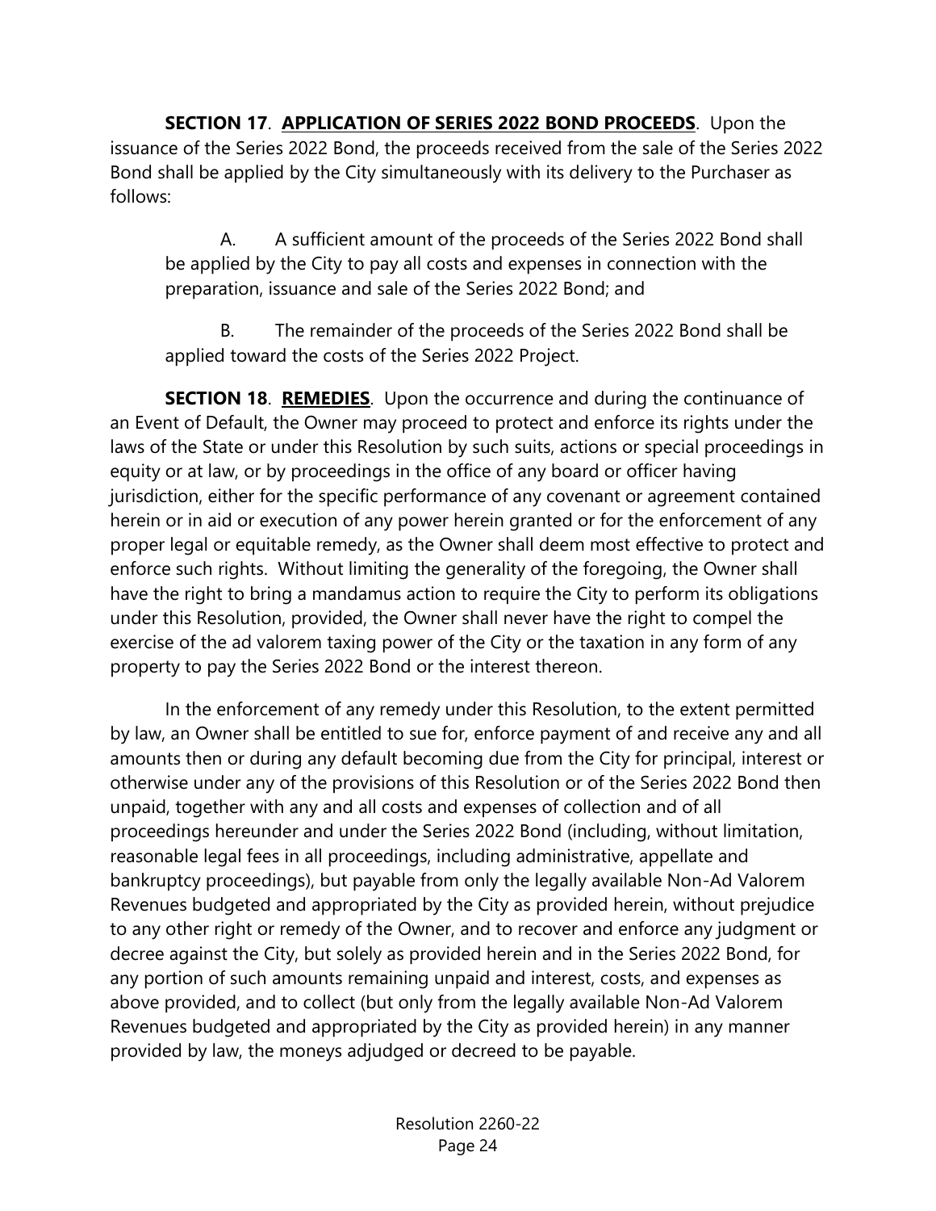**SECTION 17**. **APPLICATION OF SERIES 2022 BOND PROCEEDS**. Upon the issuance of the Series 2022 Bond, the proceeds received from the sale of the Series 2022 Bond shall be applied by the City simultaneously with its delivery to the Purchaser as follows:

A. A sufficient amount of the proceeds of the Series 2022 Bond shall be applied by the City to pay all costs and expenses in connection with the preparation, issuance and sale of the Series 2022 Bond; and

B. The remainder of the proceeds of the Series 2022 Bond shall be applied toward the costs of the Series 2022 Project.

**SECTION 18**. **REMEDIES**. Upon the occurrence and during the continuance of an Event of Default, the Owner may proceed to protect and enforce its rights under the laws of the State or under this Resolution by such suits, actions or special proceedings in equity or at law, or by proceedings in the office of any board or officer having jurisdiction, either for the specific performance of any covenant or agreement contained herein or in aid or execution of any power herein granted or for the enforcement of any proper legal or equitable remedy, as the Owner shall deem most effective to protect and enforce such rights. Without limiting the generality of the foregoing, the Owner shall have the right to bring a mandamus action to require the City to perform its obligations under this Resolution, provided, the Owner shall never have the right to compel the exercise of the ad valorem taxing power of the City or the taxation in any form of any property to pay the Series 2022 Bond or the interest thereon.

In the enforcement of any remedy under this Resolution, to the extent permitted by law, an Owner shall be entitled to sue for, enforce payment of and receive any and all amounts then or during any default becoming due from the City for principal, interest or otherwise under any of the provisions of this Resolution or of the Series 2022 Bond then unpaid, together with any and all costs and expenses of collection and of all proceedings hereunder and under the Series 2022 Bond (including, without limitation, reasonable legal fees in all proceedings, including administrative, appellate and bankruptcy proceedings), but payable from only the legally available Non-Ad Valorem Revenues budgeted and appropriated by the City as provided herein, without prejudice to any other right or remedy of the Owner, and to recover and enforce any judgment or decree against the City, but solely as provided herein and in the Series 2022 Bond, for any portion of such amounts remaining unpaid and interest, costs, and expenses as above provided, and to collect (but only from the legally available Non-Ad Valorem Revenues budgeted and appropriated by the City as provided herein) in any manner provided by law, the moneys adjudged or decreed to be payable.

Resolution 2260-22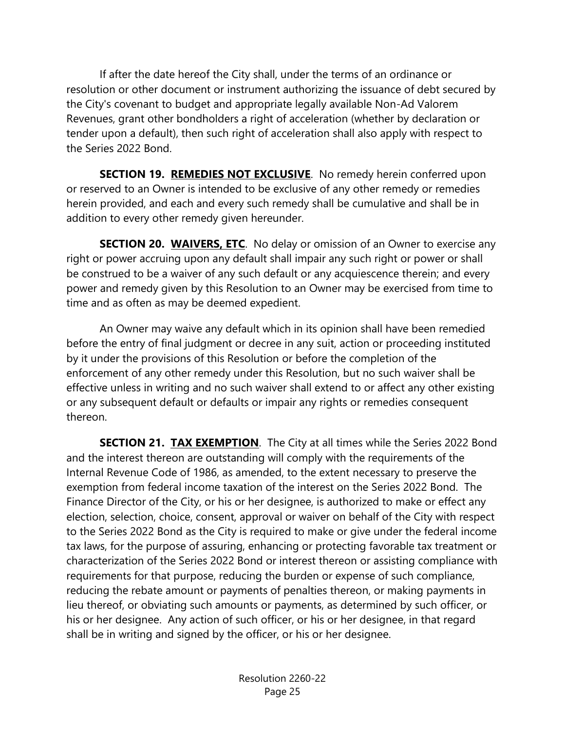If after the date hereof the City shall, under the terms of an ordinance or resolution or other document or instrument authorizing the issuance of debt secured by the City's covenant to budget and appropriate legally available Non-Ad Valorem Revenues, grant other bondholders a right of acceleration (whether by declaration or tender upon a default), then such right of acceleration shall also apply with respect to the Series 2022 Bond.

**SECTION 19. REMEDIES NOT EXCLUSIVE**. No remedy herein conferred upon or reserved to an Owner is intended to be exclusive of any other remedy or remedies herein provided, and each and every such remedy shall be cumulative and shall be in addition to every other remedy given hereunder.

**SECTION 20. WAIVERS, ETC**. No delay or omission of an Owner to exercise any right or power accruing upon any default shall impair any such right or power or shall be construed to be a waiver of any such default or any acquiescence therein; and every power and remedy given by this Resolution to an Owner may be exercised from time to time and as often as may be deemed expedient.

An Owner may waive any default which in its opinion shall have been remedied before the entry of final judgment or decree in any suit, action or proceeding instituted by it under the provisions of this Resolution or before the completion of the enforcement of any other remedy under this Resolution, but no such waiver shall be effective unless in writing and no such waiver shall extend to or affect any other existing or any subsequent default or defaults or impair any rights or remedies consequent thereon.

**SECTION 21. TAX EXEMPTION**. The City at all times while the Series 2022 Bond and the interest thereon are outstanding will comply with the requirements of the Internal Revenue Code of 1986, as amended, to the extent necessary to preserve the exemption from federal income taxation of the interest on the Series 2022 Bond. The Finance Director of the City, or his or her designee, is authorized to make or effect any election, selection, choice, consent, approval or waiver on behalf of the City with respect to the Series 2022 Bond as the City is required to make or give under the federal income tax laws, for the purpose of assuring, enhancing or protecting favorable tax treatment or characterization of the Series 2022 Bond or interest thereon or assisting compliance with requirements for that purpose, reducing the burden or expense of such compliance, reducing the rebate amount or payments of penalties thereon, or making payments in lieu thereof, or obviating such amounts or payments, as determined by such officer, or his or her designee. Any action of such officer, or his or her designee, in that regard shall be in writing and signed by the officer, or his or her designee.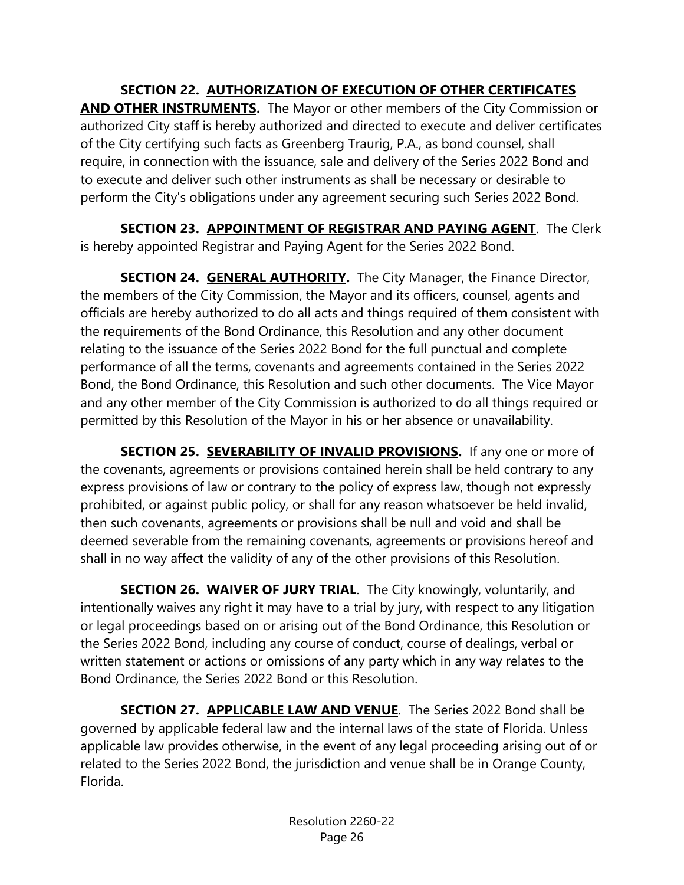**SECTION 22. <u>AUTHORIZATION OF EXECUTION OF OTHER CERTIFICATES AND OTHER INSTRUMENTS</u>.** The Mayor or other members of the City Commission or authorized City staff is hereby authorized and directed to execute and deliver certificates of the City certifying such facts as Greenberg Traurig, P.A., as bond counsel, shall require, in connection with the issuance, sale and delivery of the Series 2022 Bond and to execute and deliver such other instruments as shall be necessary or desirable to perform the City's obligations under any agreement securing such Series 2022 Bond.

**SECTION 23. <u>APPOINTMENT OF REGISTRAR AND PAYING AGENT</u>**. The Clerk is hereby appointed Registrar and Paying Agent for the Series 2022 Bond.

**SECTION 24. <u>GENERAL AUTHORITY</u>.** The City Manager, the Finance Director, the members of the City Commission, the Mayor and its officers, counsel, agents and officials are hereby authorized to do all acts and things required of them consistent with the requirements of the Bond Ordinance, this Resolution and any other document relating to the issuance of the Series 2022 Bond for the full punctual and complete performance of all the terms, covenants and agreements contained in the Series 2022 Bond, the Bond Ordinance, this Resolution and such other documents. The Vice Mayor and any other member of the City Commission is authorized to do all things required or permitted by this Resolution of the Mayor in his or her absence or unavailability.

**SECTION 25. <u>SEVERABILITY OF INVALID PROVISIONS</u>.** If any one or more of the covenants, agreements or provisions contained herein shall be held contrary to any express provisions of law or contrary to the policy of express law, though not expressly prohibited, or against public policy, or shall for any reason whatsoever be held invalid, then such covenants, agreements or provisions shall be null and void and shall be deemed severable from the remaining covenants, agreements or provisions hereof and shall in no way affect the validity of any of the other provisions of this Resolution.

**SECTION 26. <u>WAIVER OF JURY TRIAL</u>**. The City knowingly, voluntarily, and intentionally waives any right it may have to a trial by jury, with respect to any litigation or legal proceedings based on or arising out of the Bond Ordinance, this Resolution or the Series 2022 Bond, including any course of conduct, course of dealings, verbal or written statement or actions or omissions of any party which in any way relates to the Bond Ordinance, the Series 2022 Bond or this Resolution.

**SECTION 27. <u>APPLICABLE LAW AND VENUE</u>**. The Series 2022 Bond shall be governed by applicable federal law and the internal laws of the state of Florida. Unless applicable law provides otherwise, in the event of any legal proceeding arising out of or related to the Series 2022 Bond, the jurisdiction and venue shall be in Orange County, Florida.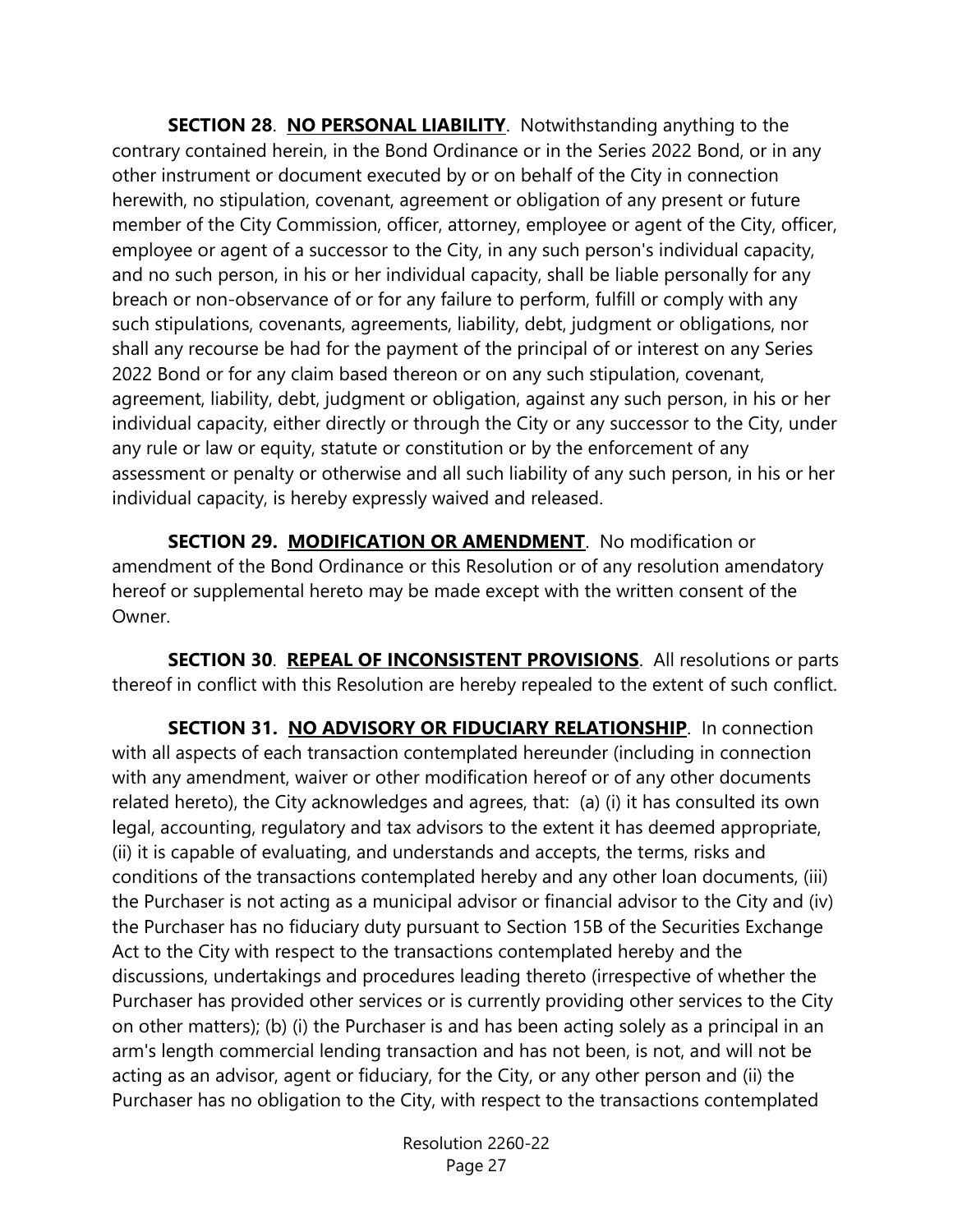**SECTION 28**. **NO PERSONAL LIABILITY**. Notwithstanding anything to the contrary contained herein, in the Bond Ordinance or in the Series 2022 Bond, or in any other instrument or document executed by or on behalf of the City in connection herewith, no stipulation, covenant, agreement or obligation of any present or future member of the City Commission, officer, attorney, employee or agent of the City, officer, employee or agent of a successor to the City, in any such person's individual capacity, and no such person, in his or her individual capacity, shall be liable personally for any breach or non-observance of or for any failure to perform, fulfill or comply with any such stipulations, covenants, agreements, liability, debt, judgment or obligations, nor shall any recourse be had for the payment of the principal of or interest on any Series 2022 Bond or for any claim based thereon or on any such stipulation, covenant, agreement, liability, debt, judgment or obligation, against any such person, in his or her individual capacity, either directly or through the City or any successor to the City, under any rule or law or equity, statute or constitution or by the enforcement of any assessment or penalty or otherwise and all such liability of any such person, in his or her individual capacity, is hereby expressly waived and released.

**SECTION 29.** **MODIFICATION OR AMENDMENT**. No modification or amendment of the Bond Ordinance or this Resolution or of any resolution amendatory hereof or supplemental hereto may be made except with the written consent of the Owner.

**SECTION 30**. **REPEAL OF INCONSISTENT PROVISIONS**. All resolutions or parts thereof in conflict with this Resolution are hereby repealed to the extent of such conflict.

**SECTION 31.** **NO ADVISORY OR FIDUCIARY RELATIONSHIP**. In connection with all aspects of each transaction contemplated hereunder (including in connection with any amendment, waiver or other modification hereof or of any other documents related hereto), the City acknowledges and agrees, that: (a) (i) it has consulted its own legal, accounting, regulatory and tax advisors to the extent it has deemed appropriate, (ii) it is capable of evaluating, and understands and accepts, the terms, risks and conditions of the transactions contemplated hereby and any other loan documents, (iii) the Purchaser is not acting as a municipal advisor or financial advisor to the City and (iv) the Purchaser has no fiduciary duty pursuant to Section 15B of the Securities Exchange Act to the City with respect to the transactions contemplated hereby and the discussions, undertakings and procedures leading thereto (irrespective of whether the Purchaser has provided other services or is currently providing other services to the City on other matters); (b) (i) the Purchaser is and has been acting solely as a principal in an arm's length commercial lending transaction and has not been, is not, and will not be acting as an advisor, agent or fiduciary, for the City, or any other person and (ii) the Purchaser has no obligation to the City, with respect to the transactions contemplated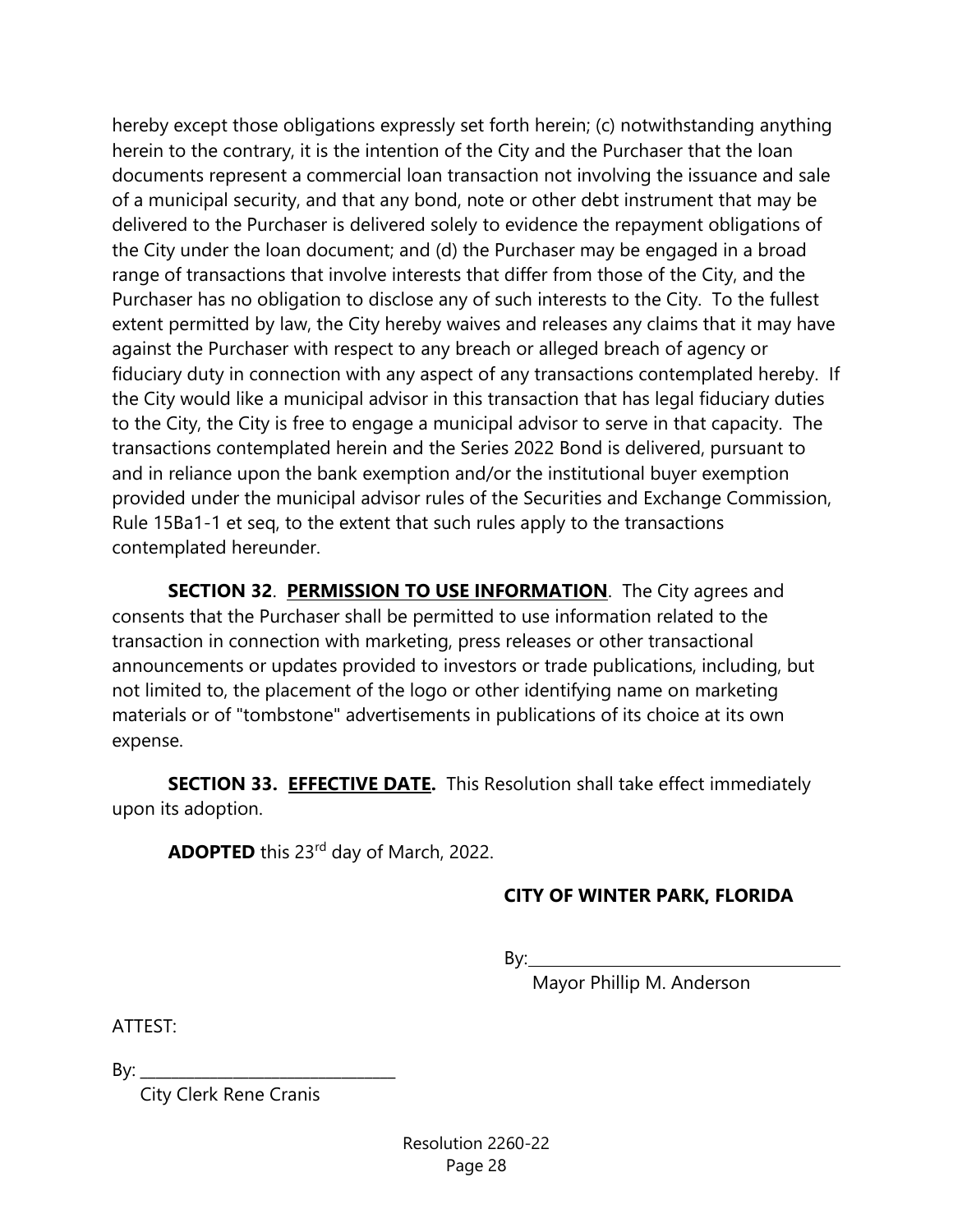hereby except those obligations expressly set forth herein; (c) notwithstanding anything herein to the contrary, it is the intention of the City and the Purchaser that the loan documents represent a commercial loan transaction not involving the issuance and sale of a municipal security, and that any bond, note or other debt instrument that may be delivered to the Purchaser is delivered solely to evidence the repayment obligations of the City under the loan document; and (d) the Purchaser may be engaged in a broad range of transactions that involve interests that differ from those of the City, and the Purchaser has no obligation to disclose any of such interests to the City. To the fullest extent permitted by law, the City hereby waives and releases any claims that it may have against the Purchaser with respect to any breach or alleged breach of agency or fiduciary duty in connection with any aspect of any transactions contemplated hereby. If the City would like a municipal advisor in this transaction that has legal fiduciary duties to the City, the City is free to engage a municipal advisor to serve in that capacity. The transactions contemplated herein and the Series 2022 Bond is delivered, pursuant to and in reliance upon the bank exemption and/or the institutional buyer exemption provided under the municipal advisor rules of the Securities and Exchange Commission, Rule 15Ba1-1 et seq, to the extent that such rules apply to the transactions contemplated hereunder.

**SECTION 32**. **<u>PERMISSION TO USE INFORMATION</u>**. The City agrees and consents that the Purchaser shall be permitted to use information related to the transaction in connection with marketing, press releases or other transactional announcements or updates provided to investors or trade publications, including, but not limited to, the placement of the logo or other identifying name on marketing materials or of "tombstone" advertisements in publications of its choice at its own expense.

**SECTION 33. <u>EFFECTIVE DATE</u>.** This Resolution shall take effect immediately upon its adoption.

**ADOPTED** this 23rd day of March, 2022.

**CITY OF WINTER PARK, FLORIDA**

By:\_\_\_\_\_\_\_\_\_\_\_\_\_\_\_\_\_\_\_\_\_\_\_\_\_\_\_\_\_\_\_\_
Mayor Phillip M. Anderson

ATTEST:

By: \_\_\_\_\_\_\_\_\_\_\_\_\_\_\_\_\_\_\_\_\_\_\_\_\_\_\_\_\_\_\_\_
City Clerk Rene Cranis

Resolution 2260-22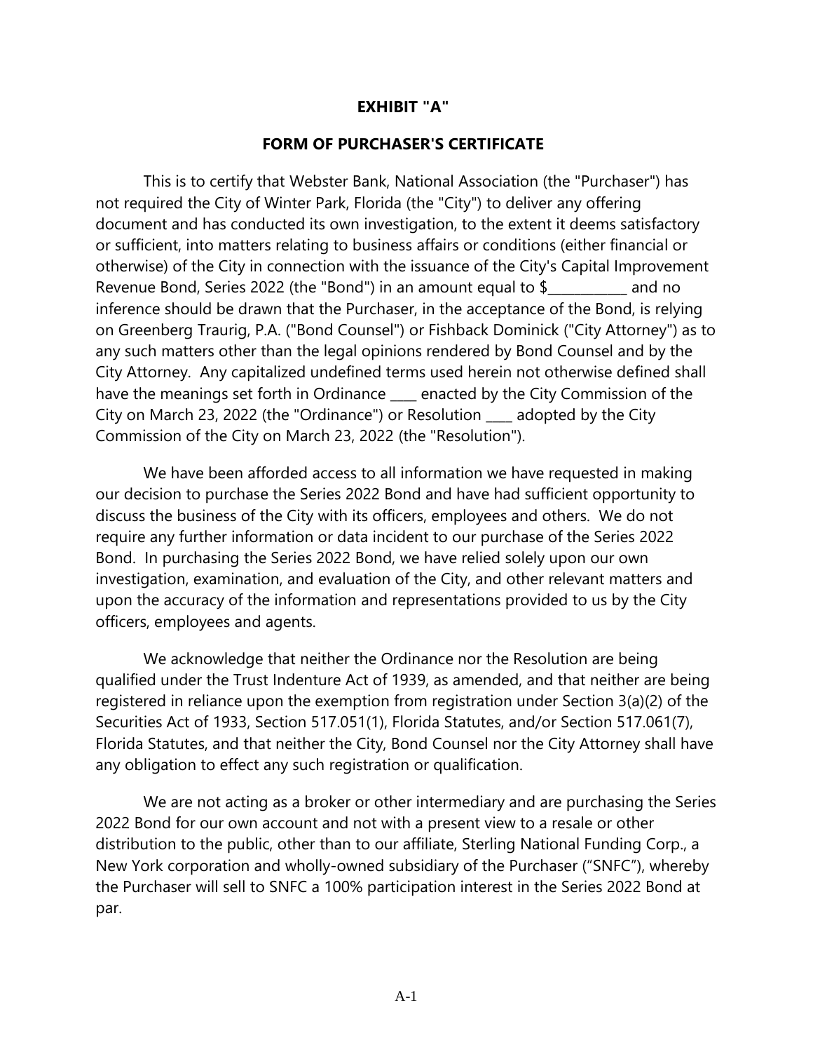# EXHIBIT "A"

## FORM OF PURCHASER'S CERTIFICATE

This is to certify that Webster Bank, National Association (the "Purchaser") has not required the City of Winter Park, Florida (the "City") to deliver any offering document and has conducted its own investigation, to the extent it deems satisfactory or sufficient, into matters relating to business affairs or conditions (either financial or otherwise) of the City in connection with the issuance of the City's Capital Improvement Revenue Bond, Series 2022 (the "Bond") in an amount equal to $___________ and no inference should be drawn that the Purchaser, in the acceptance of the Bond, is relying on Greenberg Traurig, P.A. ("Bond Counsel") or Fishback Dominick ("City Attorney") as to any such matters other than the legal opinions rendered by Bond Counsel and by the City Attorney. Any capitalized undefined terms used herein not otherwise defined shall have the meanings set forth in Ordinance ____ enacted by the City Commission of the City on March 23, 2022 (the "Ordinance") or Resolution ____ adopted by the City Commission of the City on March 23, 2022 (the "Resolution").

We have been afforded access to all information we have requested in making our decision to purchase the Series 2022 Bond and have had sufficient opportunity to discuss the business of the City with its officers, employees and others. We do not require any further information or data incident to our purchase of the Series 2022 Bond. In purchasing the Series 2022 Bond, we have relied solely upon our own investigation, examination, and evaluation of the City, and other relevant matters and upon the accuracy of the information and representations provided to us by the City officers, employees and agents.

We acknowledge that neither the Ordinance nor the Resolution are being qualified under the Trust Indenture Act of 1939, as amended, and that neither are being registered in reliance upon the exemption from registration under Section 3(a)(2) of the Securities Act of 1933, Section 517.051(1), Florida Statutes, and/or Section 517.061(7), Florida Statutes, and that neither the City, Bond Counsel nor the City Attorney shall have any obligation to effect any such registration or qualification.

We are not acting as a broker or other intermediary and are purchasing the Series 2022 Bond for our own account and not with a present view to a resale or other distribution to the public, other than to our affiliate, Sterling National Funding Corp., a New York corporation and wholly-owned subsidiary of the Purchaser ("SNFC"), whereby the Purchaser will sell to SNFC a 100% participation interest in the Series 2022 Bond at par.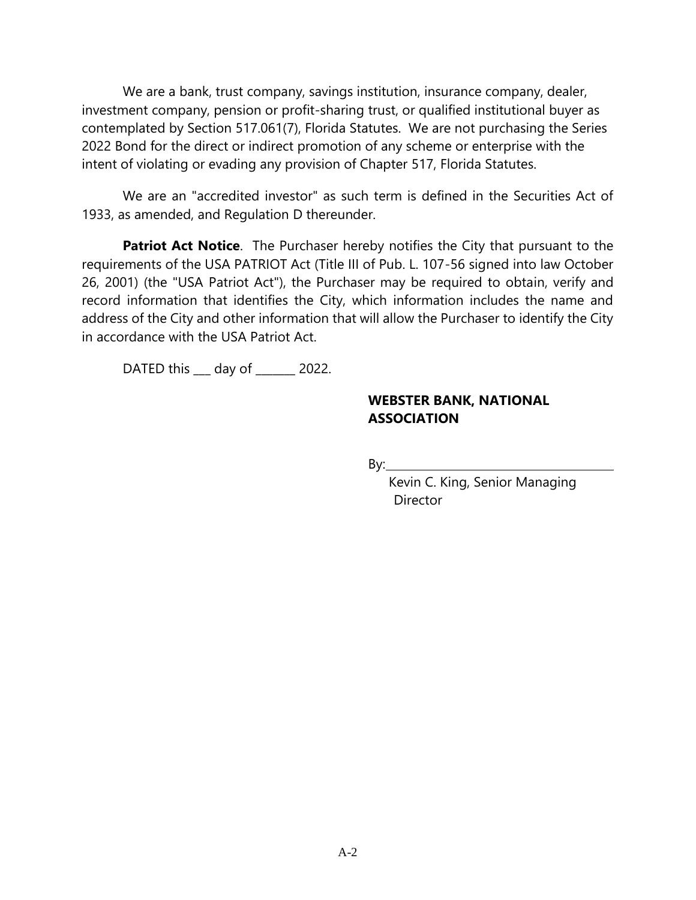We are a bank, trust company, savings institution, insurance company, dealer, investment company, pension or profit-sharing trust, or qualified institutional buyer as contemplated by Section 517.061(7), Florida Statutes. We are not purchasing the Series 2022 Bond for the direct or indirect promotion of any scheme or enterprise with the intent of violating or evading any provision of Chapter 517, Florida Statutes.

We are an "accredited investor" as such term is defined in the Securities Act of 1933, as amended, and Regulation D thereunder.

**Patriot Act Notice**. The Purchaser hereby notifies the City that pursuant to the requirements of the USA PATRIOT Act (Title III of Pub. L. 107-56 signed into law October 26, 2001) (the "USA Patriot Act"), the Purchaser may be required to obtain, verify and record information that identifies the City, which information includes the name and address of the City and other information that will allow the Purchaser to identify the City in accordance with the USA Patriot Act.

DATED this ___ day of _______ 2022.

**WEBSTER BANK, NATIONAL ASSOCIATION**

By:\_\_\_\_\_\_\_\_\_\_\_\_\_\_\_\_\_\_\_\_\_\_\_\_\_\_\_\_\_\_\_\_\_\_\_\_\_\_

Kevin C. King, Senior Managing Director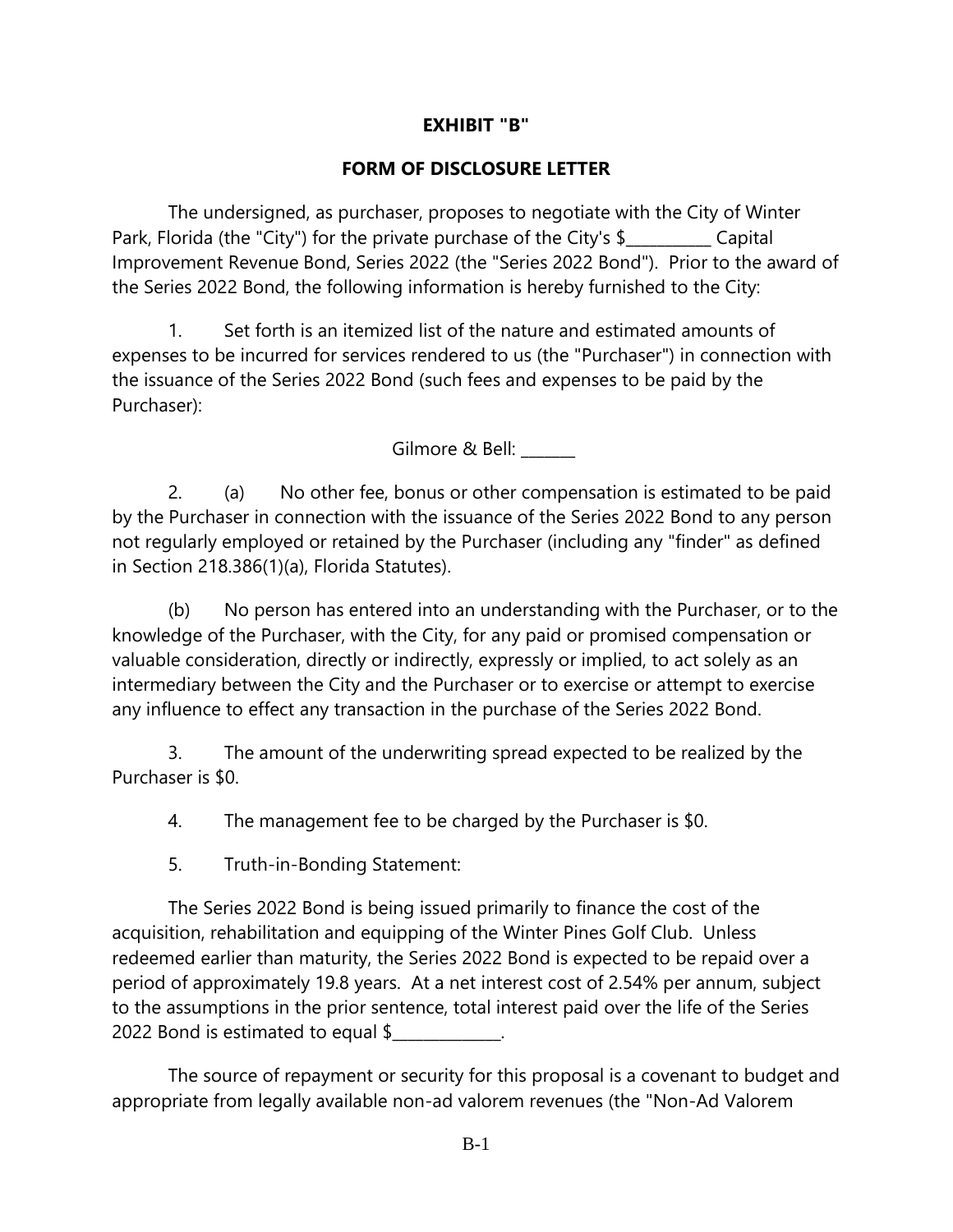# EXHIBIT "B"

## FORM OF DISCLOSURE LETTER

The undersigned, as purchaser, proposes to negotiate with the City of Winter Park, Florida (the "City") for the private purchase of the City's $__________ Capital Improvement Revenue Bond, Series 2022 (the "Series 2022 Bond"). Prior to the award of the Series 2022 Bond, the following information is hereby furnished to the City:

1. Set forth is an itemized list of the nature and estimated amounts of expenses to be incurred for services rendered to us (the "Purchaser") in connection with the issuance of the Series 2022 Bond (such fees and expenses to be paid by the Purchaser):

Gilmore & Bell: _______

2. (a) No other fee, bonus or other compensation is estimated to be paid by the Purchaser in connection with the issuance of the Series 2022 Bond to any person not regularly employed or retained by the Purchaser (including any "finder" as defined in Section 218.386(1)(a), Florida Statutes).

(b) No person has entered into an understanding with the Purchaser, or to the knowledge of the Purchaser, with the City, for any paid or promised compensation or valuable consideration, directly or indirectly, expressly or implied, to act solely as an intermediary between the City and the Purchaser or to exercise or attempt to exercise any influence to effect any transaction in the purchase of the Series 2022 Bond.

3. The amount of the underwriting spread expected to be realized by the Purchaser is $0.

4. The management fee to be charged by the Purchaser is $0.

5. Truth-in-Bonding Statement:

The Series 2022 Bond is being issued primarily to finance the cost of the acquisition, rehabilitation and equipping of the Winter Pines Golf Club. Unless redeemed earlier than maturity, the Series 2022 Bond is expected to be repaid over a period of approximately 19.8 years. At a net interest cost of 2.54% per annum, subject to the assumptions in the prior sentence, total interest paid over the life of the Series 2022 Bond is estimated to equal $_____________.

The source of repayment or security for this proposal is a covenant to budget and appropriate from legally available non-ad valorem revenues (the "Non-Ad Valorem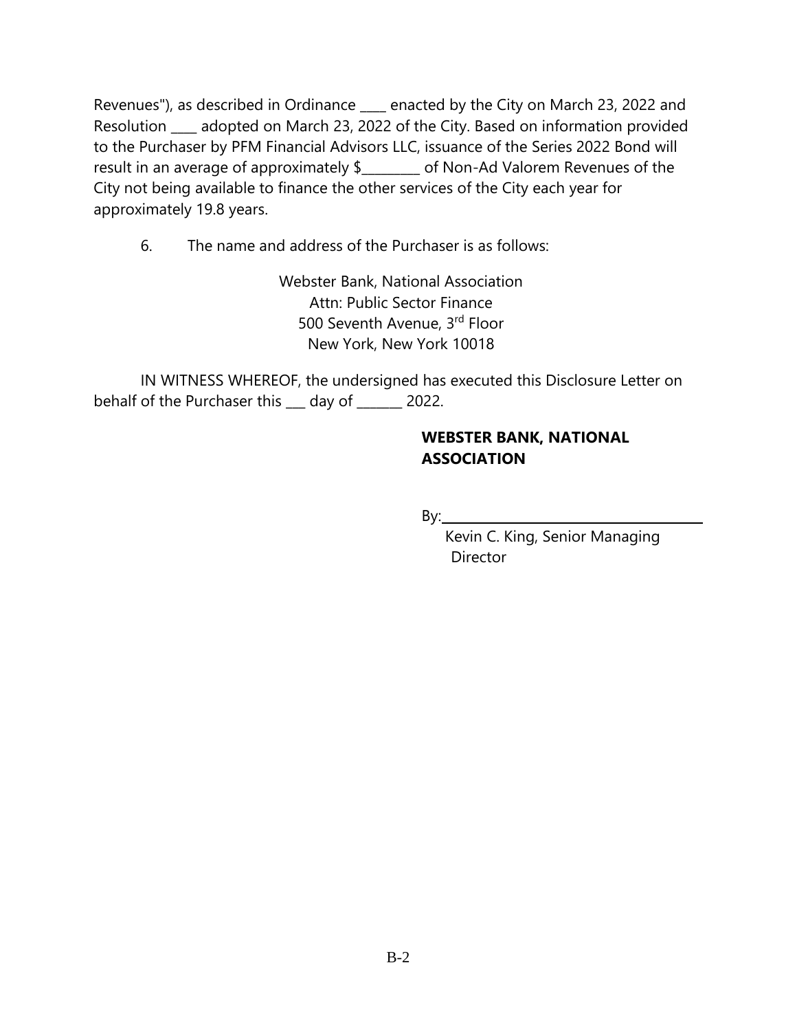Revenues"), as described in Ordinance ____ enacted by the City on March 23, 2022 and Resolution ____ adopted on March 23, 2022 of the City. Based on information provided to the Purchaser by PFM Financial Advisors LLC, issuance of the Series 2022 Bond will result in an average of approximately $_________ of Non-Ad Valorem Revenues of the City not being available to finance the other services of the City each year for approximately 19.8 years.

6. The name and address of the Purchaser is as follows:

Webster Bank, National Association
Attn: Public Sector Finance
500 Seventh Avenue, 3rd Floor
New York, New York 10018

IN WITNESS WHEREOF, the undersigned has executed this Disclosure Letter on behalf of the Purchaser this ___ day of _______ 2022.

**WEBSTER BANK, NATIONAL ASSOCIATION**

By:_______________________________
Kevin C. King, Senior Managing Director